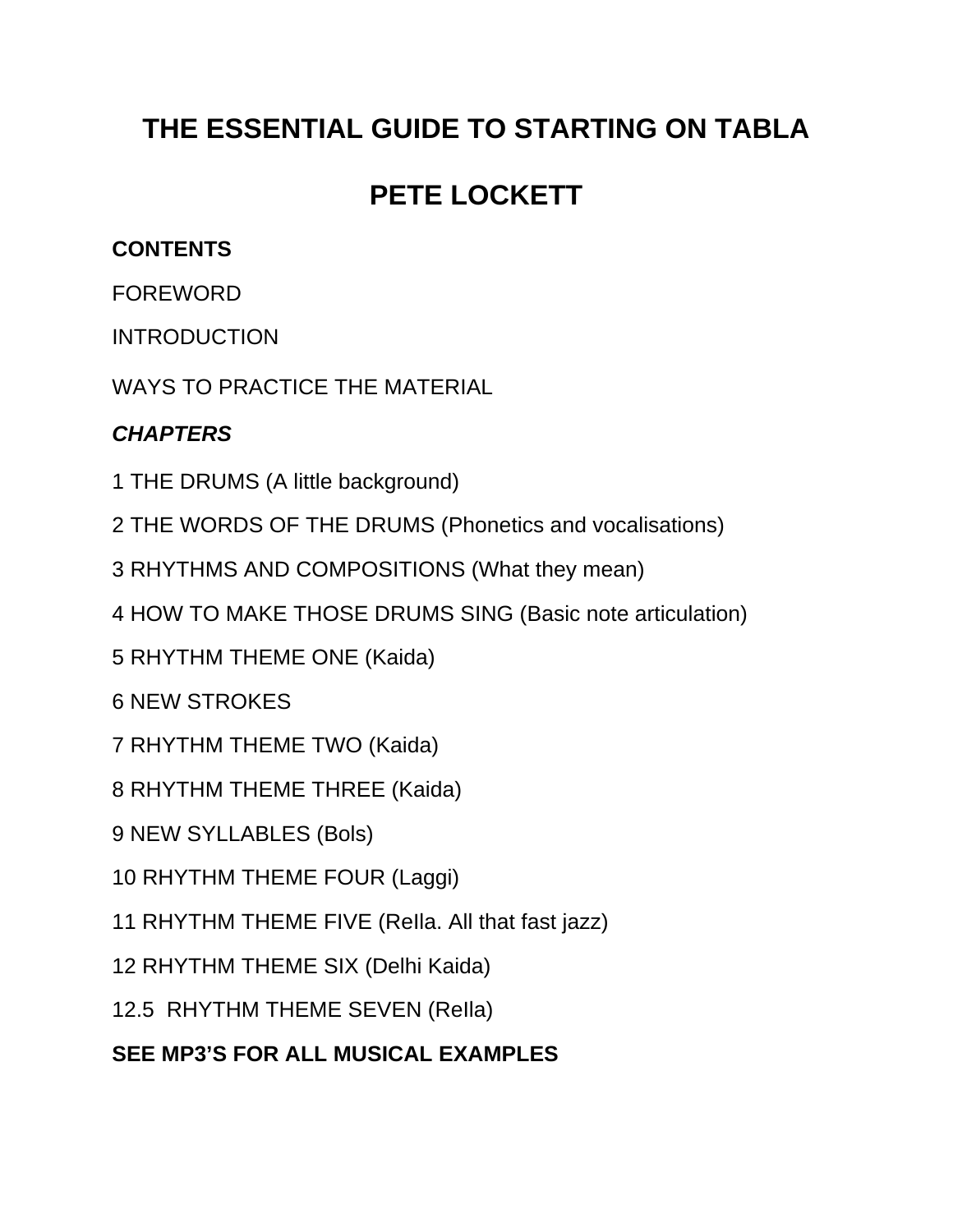# THE ESSENTIAL GUIDE TO STARTING ON TABLA

# PETE LOCKETT

**CONTENTS**

FOREWORD

INTRODUCTION

WAYS TO PRACTICE THE MATERIAL

***CHAPTERS***

1 THE DRUMS (A little background)

2 THE WORDS OF THE DRUMS (Phonetics and vocalisations)

3 RHYTHMS AND COMPOSITIONS (What they mean)

4 HOW TO MAKE THOSE DRUMS SING (Basic note articulation)

5 RHYTHM THEME ONE (Kaida)

6 NEW STROKES

7 RHYTHM THEME TWO (Kaida)

8 RHYTHM THEME THREE (Kaida)

9 NEW SYLLABLES (Bols)

10 RHYTHM THEME FOUR (Laggi)

11 RHYTHM THEME FIVE (ReIla. All that fast jazz)

12 RHYTHM THEME SIX (Delhi Kaida)

12.5 RHYTHM THEME SEVEN (ReIla)

**SEE MP3'S FOR ALL MUSICAL EXAMPLES**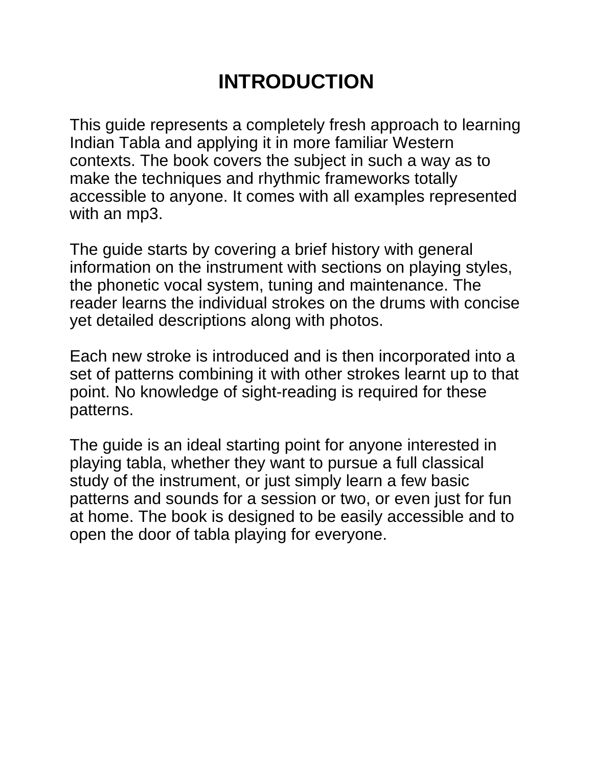# INTRODUCTION

This guide represents a completely fresh approach to learning Indian Tabla and applying it in more familiar Western contexts. The book covers the subject in such a way as to make the techniques and rhythmic frameworks totally accessible to anyone. It comes with all examples represented with an mp3.

The guide starts by covering a brief history with general information on the instrument with sections on playing styles, the phonetic vocal system, tuning and maintenance. The reader learns the individual strokes on the drums with concise yet detailed descriptions along with photos.

Each new stroke is introduced and is then incorporated into a set of patterns combining it with other strokes learnt up to that point. No knowledge of sight-reading is required for these patterns.

The guide is an ideal starting point for anyone interested in playing tabla, whether they want to pursue a full classical study of the instrument, or just simply learn a few basic patterns and sounds for a session or two, or even just for fun at home. The book is designed to be easily accessible and to open the door of tabla playing for everyone.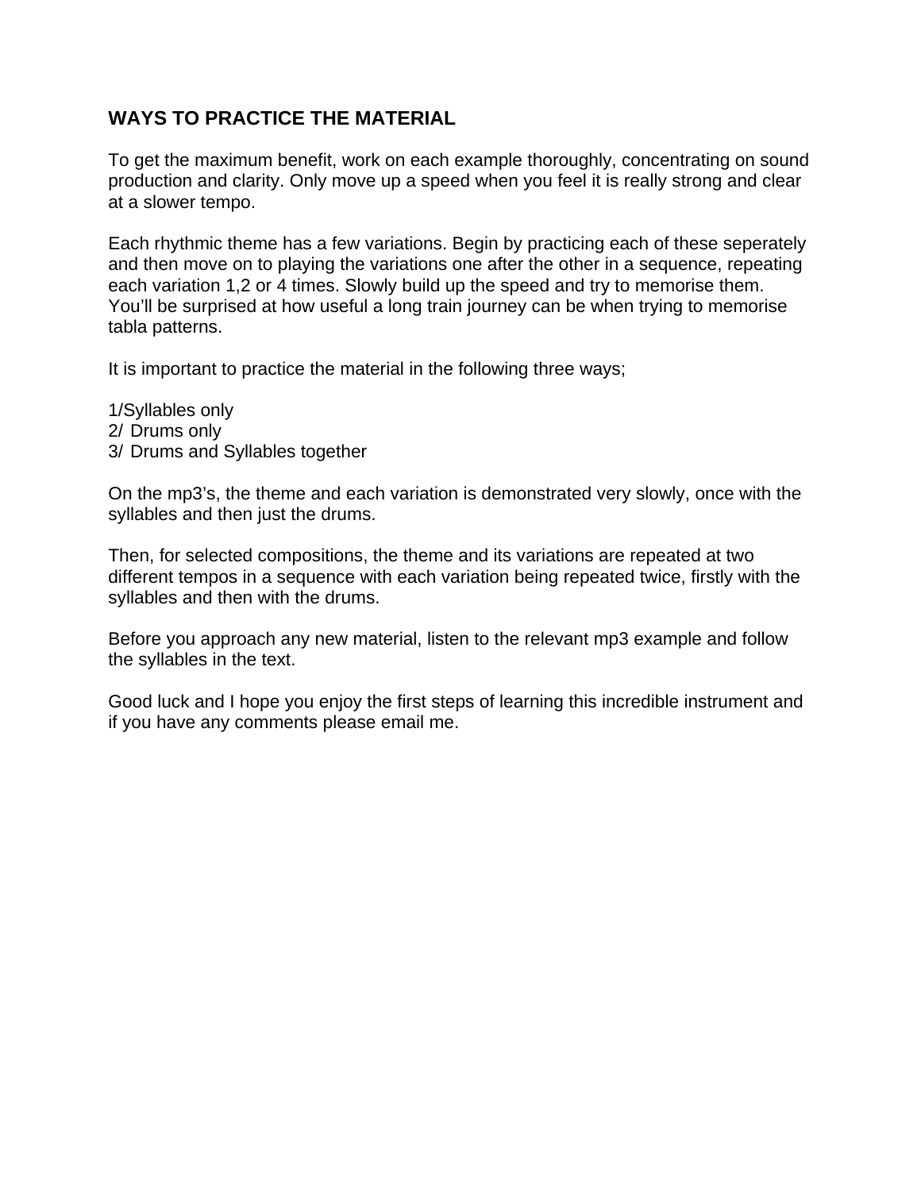## WAYS TO PRACTICE THE MATERIAL

To get the maximum benefit, work on each example thoroughly, concentrating on sound production and clarity. Only move up a speed when you feel it is really strong and clear at a slower tempo.

Each rhythmic theme has a few variations. Begin by practicing each of these seperately and then move on to playing the variations one after the other in a sequence, repeating each variation 1,2 or 4 times. Slowly build up the speed and try to memorise them. You'll be surprised at how useful a long train journey can be when trying to memorise tabla patterns.

It is important to practice the material in the following three ways;

1/Syllables only
2/ Drums only
3/ Drums and Syllables together

On the mp3's, the theme and each variation is demonstrated very slowly, once with the syllables and then just the drums.

Then, for selected compositions, the theme and its variations are repeated at two different tempos in a sequence with each variation being repeated twice, firstly with the syllables and then with the drums.

Before you approach any new material, listen to the relevant mp3 example and follow the syllables in the text.

Good luck and I hope you enjoy the first steps of learning this incredible instrument and if you have any comments please email me.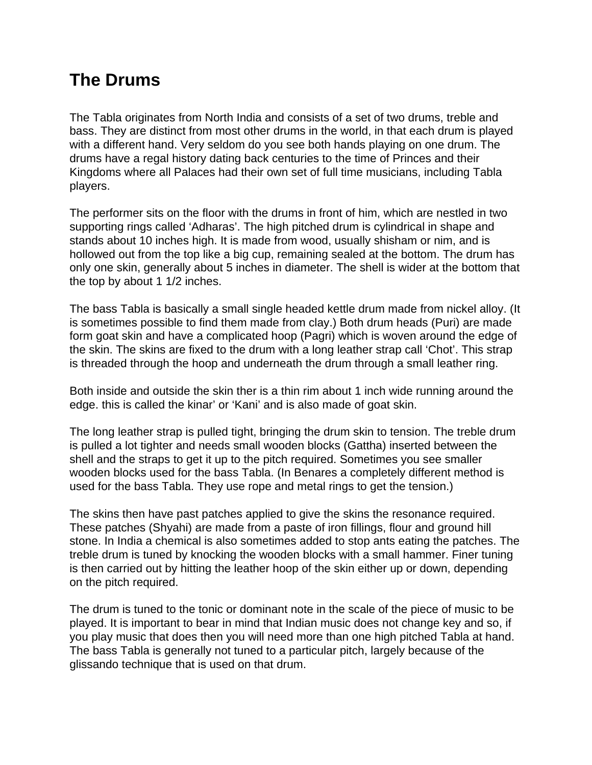# The Drums

The Tabla originates from North India and consists of a set of two drums, treble and bass. They are distinct from most other drums in the world, in that each drum is played with a different hand. Very seldom do you see both hands playing on one drum. The drums have a regal history dating back centuries to the time of Princes and their Kingdoms where all Palaces had their own set of full time musicians, including Tabla players.

The performer sits on the floor with the drums in front of him, which are nestled in two supporting rings called 'Adharas'. The high pitched drum is cylindrical in shape and stands about 10 inches high. It is made from wood, usually shisham or nim, and is hollowed out from the top like a big cup, remaining sealed at the bottom. The drum has only one skin, generally about 5 inches in diameter. The shell is wider at the bottom that the top by about 1 1/2 inches.

The bass Tabla is basically a small single headed kettle drum made from nickel alloy. (It is sometimes possible to find them made from clay.) Both drum heads (Puri) are made form goat skin and have a complicated hoop (Pagri) which is woven around the edge of the skin. The skins are fixed to the drum with a long leather strap call 'Chot'. This strap is threaded through the hoop and underneath the drum through a small leather ring.

Both inside and outside the skin ther is a thin rim about 1 inch wide running around the edge. this is called the kinar' or 'Kani' and is also made of goat skin.

The long leather strap is pulled tight, bringing the drum skin to tension. The treble drum is pulled a lot tighter and needs small wooden blocks (Gattha) inserted between the shell and the straps to get it up to the pitch required. Sometimes you see smaller wooden blocks used for the bass Tabla. (In Benares a completely different method is used for the bass Tabla. They use rope and metal rings to get the tension.)

The skins then have past patches applied to give the skins the resonance required. These patches (Shyahi) are made from a paste of iron fillings, flour and ground hill stone. In India a chemical is also sometimes added to stop ants eating the patches. The treble drum is tuned by knocking the wooden blocks with a small hammer. Finer tuning is then carried out by hitting the leather hoop of the skin either up or down, depending on the pitch required.

The drum is tuned to the tonic or dominant note in the scale of the piece of music to be played. It is important to bear in mind that Indian music does not change key and so, if you play music that does then you will need more than one high pitched Tabla at hand. The bass Tabla is generally not tuned to a particular pitch, largely because of the glissando technique that is used on that drum.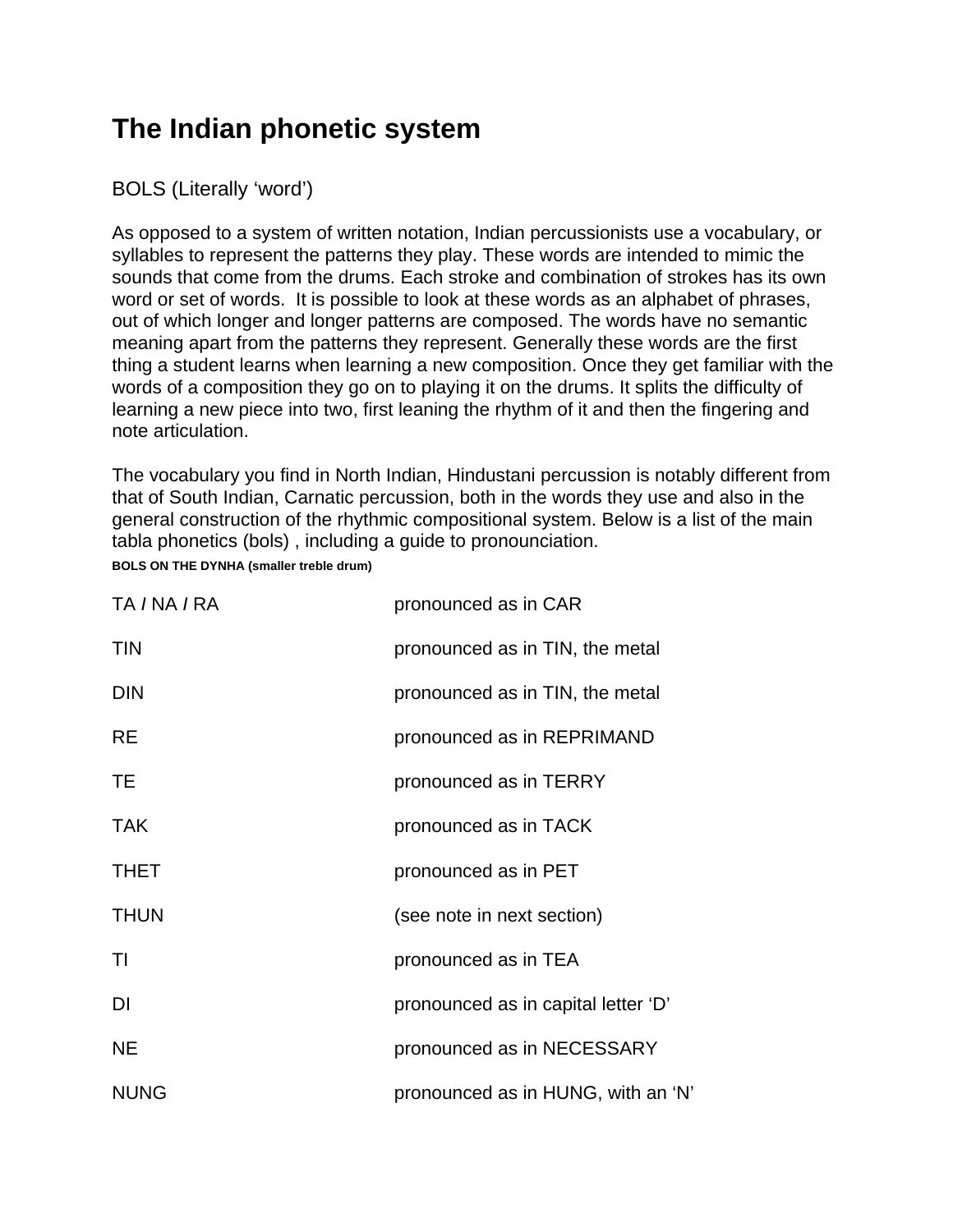# The Indian phonetic system

BOLS (Literally 'word')

As opposed to a system of written notation, Indian percussionists use a vocabulary, or syllables to represent the patterns they play. These words are intended to mimic the sounds that come from the drums. Each stroke and combination of strokes has its own word or set of words. It is possible to look at these words as an alphabet of phrases, out of which longer and longer patterns are composed. The words have no semantic meaning apart from the patterns they represent. Generally these words are the first thing a student learns when learning a new composition. Once they get familiar with the words of a composition they go on to playing it on the drums. It splits the difficulty of learning a new piece into two, first leaning the rhythm of it and then the fingering and note articulation.

The vocabulary you find in North Indian, Hindustani percussion is notably different from that of South Indian, Carnatic percussion, both in the words they use and also in the general construction of the rhythmic compositional system. Below is a list of the main tabla phonetics (bols) , including a guide to pronounciation.

**BOLS ON THE DYNHA (smaller treble drum)**

| | |
|---|---|
| TA / NA / RA | pronounced as in CAR |
| TIN | pronounced as in TIN, the metal |
| DIN | pronounced as in TIN, the metal |
| RE | pronounced as in REPRIMAND |
| TE | pronounced as in TERRY |
| TAK | pronounced as in TACK |
| THET | pronounced as in PET |
| THUN | (see note in next section) |
| TI | pronounced as in TEA |
| DI | pronounced as in capital letter 'D' |
| NE | pronounced as in NECESSARY |
| NUNG | pronounced as in HUNG, with an 'N' |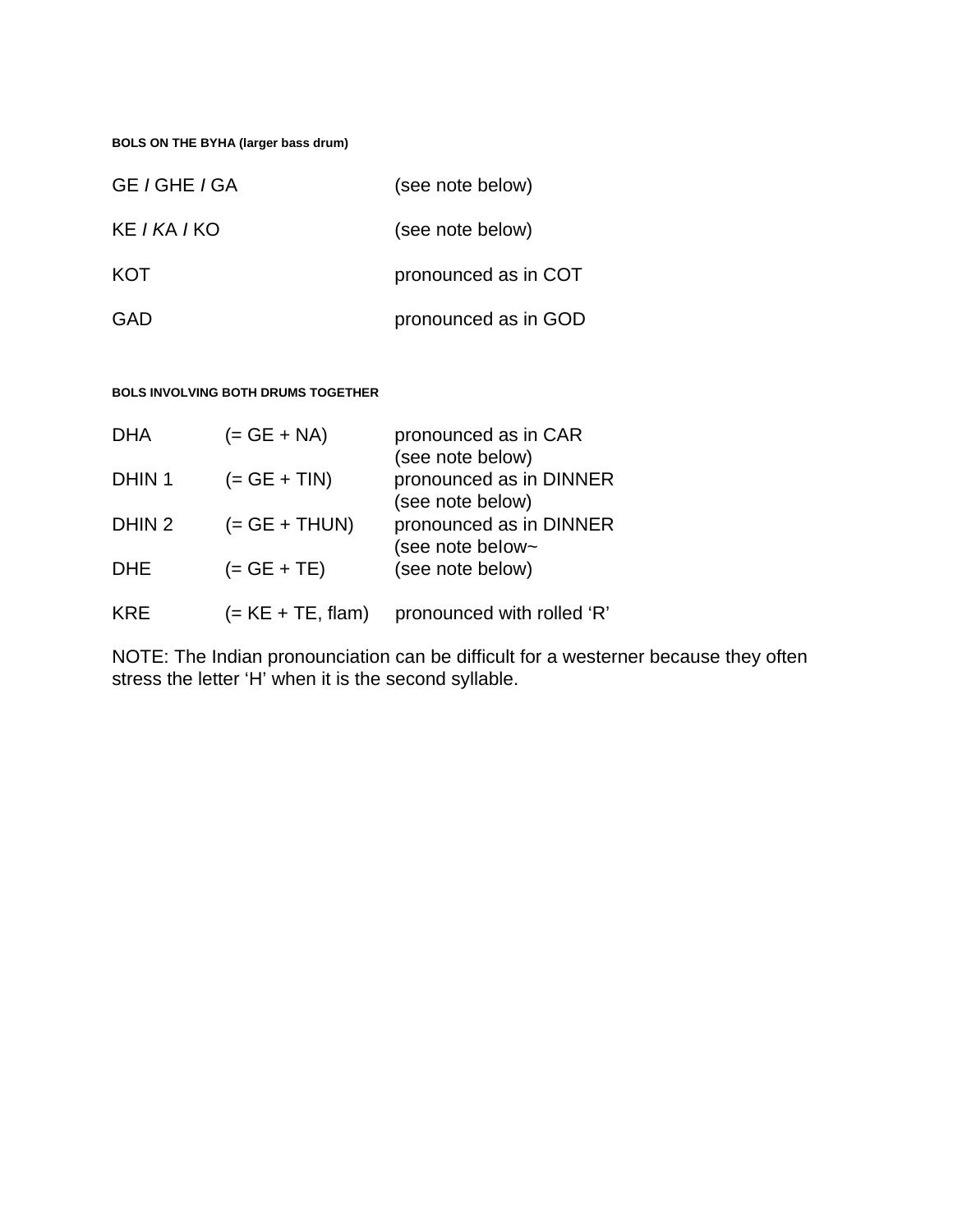#### BOLS ON THE BYHA (larger bass drum)

| | |
|---|---|
| GE / GHE / GA | (see note below) |
| KE / KA / KO | (see note below) |
| KOT | pronounced as in COT |
| GAD | pronounced as in GOD |

#### BOLS INVOLVING BOTH DRUMS TOGETHER

| | | |
|---|---|---|
| DHA | (= GE + NA) | pronounced as in CAR (see note below) |
| DHIN 1 | (= GE + TIN) | pronounced as in DINNER (see note below) |
| DHIN 2 | (= GE + THUN) | pronounced as in DINNER (see note below~ |
| DHE | (= GE + TE) | (see note below) |
| KRE | (= KE + TE, flam) | pronounced with rolled 'R' |

NOTE: The Indian pronounciation can be difficult for a westerner because they often stress the letter 'H' when it is the second syllable.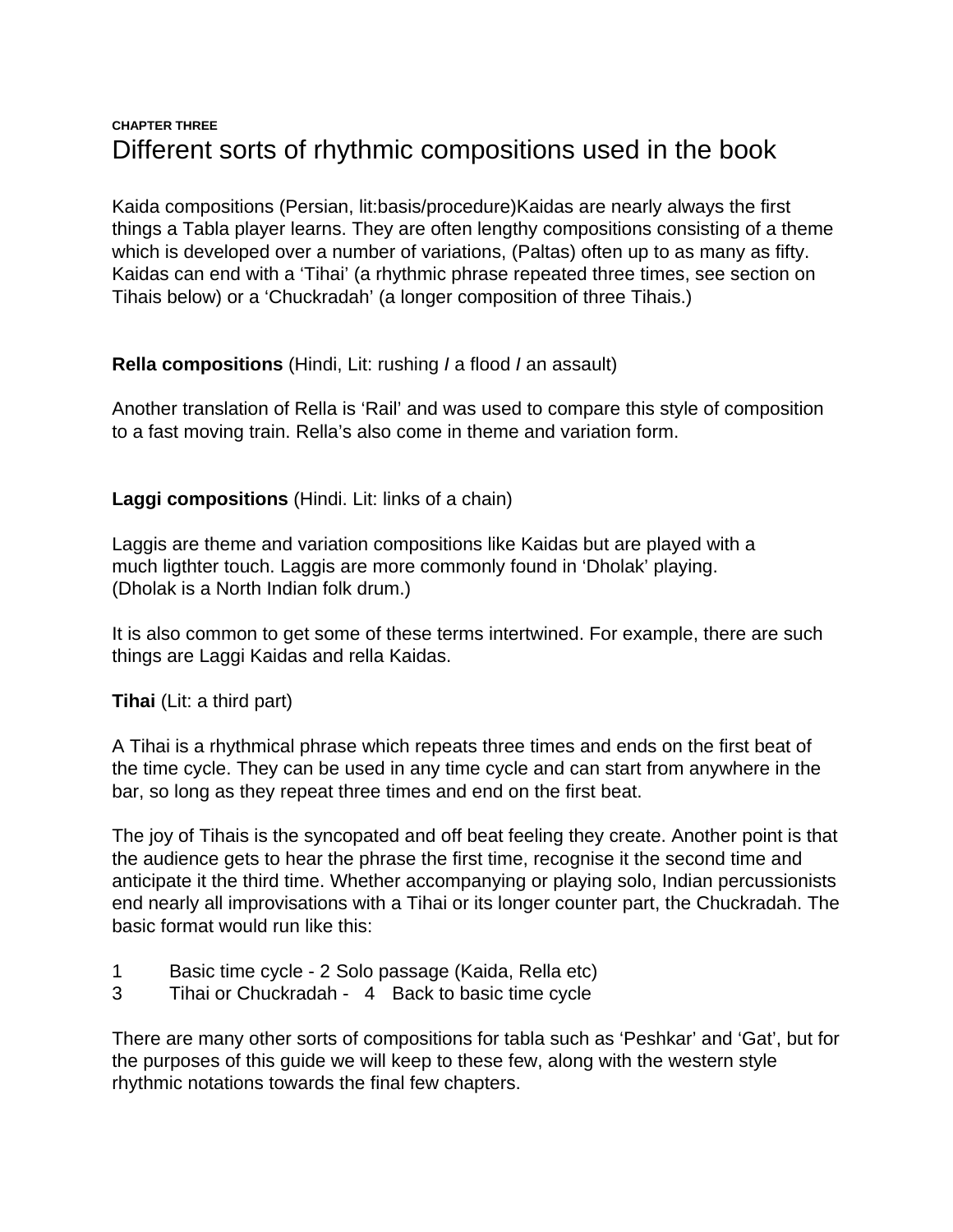**CHAPTER THREE**

# Different sorts of rhythmic compositions used in the book

Kaida compositions (Persian, lit:basis/procedure)Kaidas are nearly always the first things a Tabla player learns. They are often lengthy compositions consisting of a theme which is developed over a number of variations, (Paltas) often up to as many as fifty. Kaidas can end with a 'Tihai' (a rhythmic phrase repeated three times, see section on Tihais below) or a 'Chuckradah' (a longer composition of three Tihais.)

**Rella compositions** (Hindi, Lit: rushing **/** a flood **/** an assault)

Another translation of Rella is 'Rail' and was used to compare this style of composition to a fast moving train. Rella's also come in theme and variation form.

**Laggi compositions** (Hindi. Lit: links of a chain)

Laggis are theme and variation compositions like Kaidas but are played with a much ligthter touch. Laggis are more commonly found in 'Dholak' playing. (Dholak is a North Indian folk drum.)

It is also common to get some of these terms intertwined. For example, there are such things are Laggi Kaidas and rella Kaidas.

**Tihai** (Lit: a third part)

A Tihai is a rhythmical phrase which repeats three times and ends on the first beat of the time cycle. They can be used in any time cycle and can start from anywhere in the bar, so long as they repeat three times and end on the first beat.

The joy of Tihais is the syncopated and off beat feeling they create. Another point is that the audience gets to hear the phrase the first time, recognise it the second time and anticipate it the third time. Whether accompanying or playing solo, Indian percussionists end nearly all improvisations with a Tihai or its longer counter part, the Chuckradah. The basic format would run like this:

1 Basic time cycle - 2 Solo passage (Kaida, Rella etc)
3 Tihai or Chuckradah - 4 Back to basic time cycle

There are many other sorts of compositions for tabla such as 'Peshkar' and 'Gat', but for the purposes of this guide we will keep to these few, along with the western style rhythmic notations towards the final few chapters.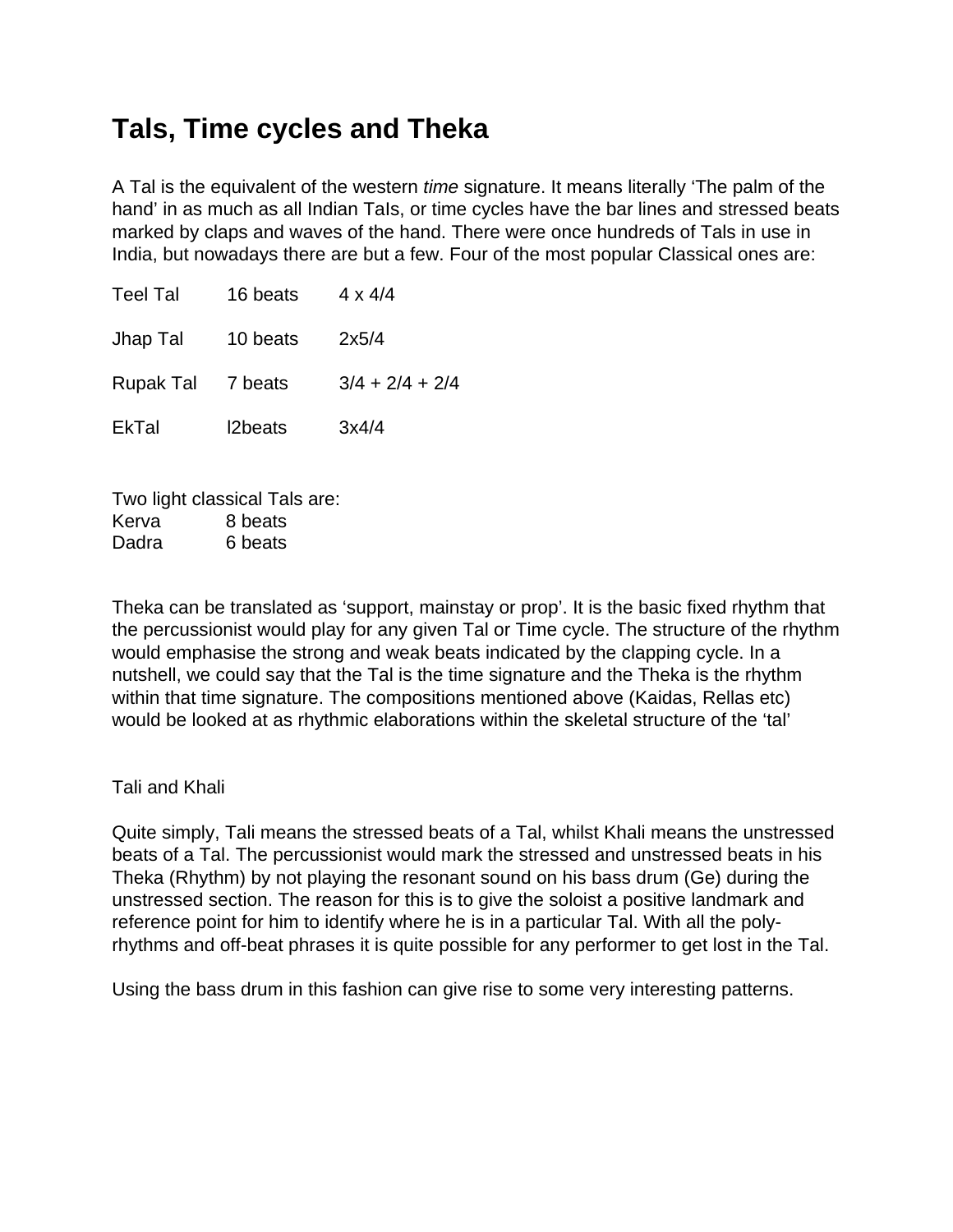# Tals, Time cycles and Theka

A Tal is the equivalent of the western *time* signature. It means literally 'The palm of the hand' in as much as all Indian TaIs, or time cycles have the bar lines and stressed beats marked by claps and waves of the hand. There were once hundreds of Tals in use in India, but nowadays there are but a few. Four of the most popular Classical ones are:

| | | |
|---|---|---|
| Teel Tal | 16 beats | 4 x 4/4 |
| Jhap Tal | 10 beats | 2x5/4 |
| Rupak Tal | 7 beats | 3/4 + 2/4 + 2/4 |
| EkTal | l2beats | 3x4/4 |

Two light classical Tals are:

| | |
|---|---|
| Kerva | 8 beats |
| Dadra | 6 beats |

Theka can be translated as 'support, mainstay or prop'. It is the basic fixed rhythm that the percussionist would play for any given Tal or Time cycle. The structure of the rhythm would emphasise the strong and weak beats indicated by the clapping cycle. In a nutshell, we could say that the Tal is the time signature and the Theka is the rhythm within that time signature. The compositions mentioned above (Kaidas, Rellas etc) would be looked at as rhythmic elaborations within the skeletal structure of the 'tal'

Tali and Khali

Quite simply, Tali means the stressed beats of a Tal, whilst Khali means the unstressed beats of a Tal. The percussionist would mark the stressed and unstressed beats in his Theka (Rhythm) by not playing the resonant sound on his bass drum (Ge) during the unstressed section. The reason for this is to give the soloist a positive landmark and reference point for him to identify where he is in a particular Tal. With all the poly-rhythms and off-beat phrases it is quite possible for any performer to get lost in the Tal.

Using the bass drum in this fashion can give rise to some very interesting patterns.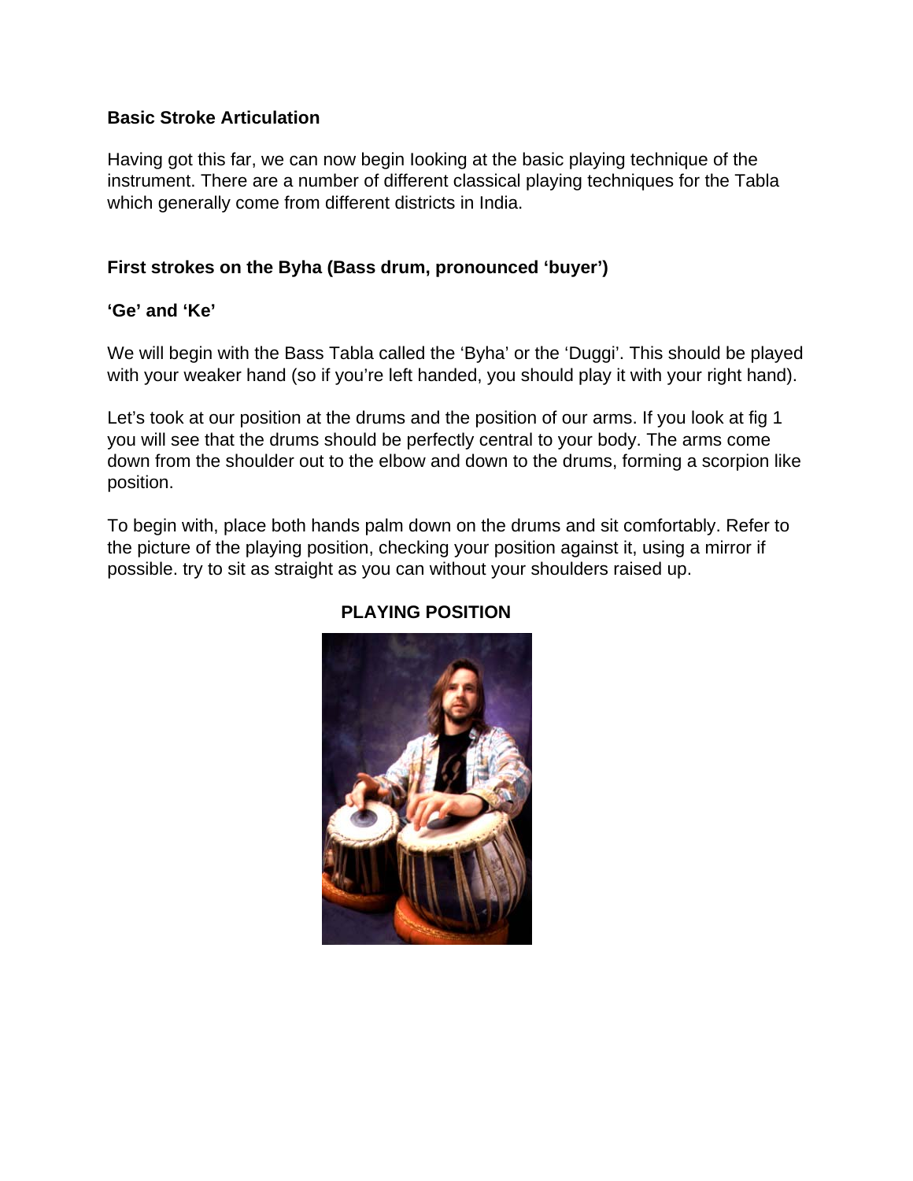**Basic Stroke Articulation**

Having got this far, we can now begin Iooking at the basic playing technique of the instrument. There are a number of different classical playing techniques for the Tabla which generally come from different districts in India.

**First strokes on the Byha (Bass drum, pronounced 'buyer')**

**'Ge' and 'Ke'**

We will begin with the Bass Tabla called the 'Byha' or the 'Duggi'. This should be played with your weaker hand (so if you're left handed, you should play it with your right hand).

Let's took at our position at the drums and the position of our arms. If you look at fig 1 you will see that the drums should be perfectly central to your body. The arms come down from the shoulder out to the elbow and down to the drums, forming a scorpion like position.

To begin with, place both hands palm down on the drums and sit comfortably. Refer to the picture of the playing position, checking your position against it, using a mirror if possible. try to sit as straight as you can without your shoulders raised up.

**PLAYING POSITION**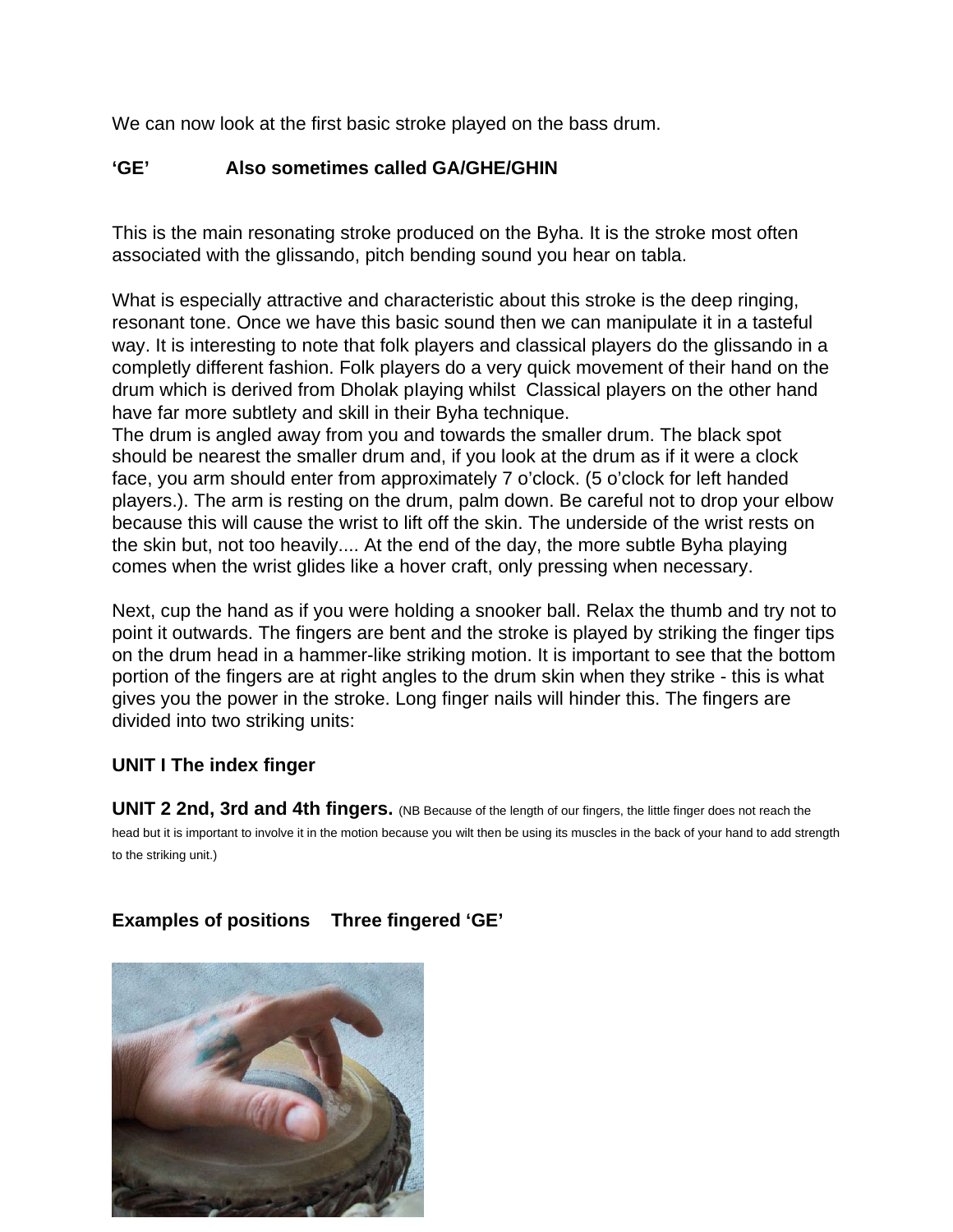We can now look at the first basic stroke played on the bass drum.

**'GE' Also sometimes called GA/GHE/GHIN**

This is the main resonating stroke produced on the Byha. It is the stroke most often associated with the glissando, pitch bending sound you hear on tabla.

What is especially attractive and characteristic about this stroke is the deep ringing, resonant tone. Once we have this basic sound then we can manipulate it in a tasteful way. It is interesting to note that folk players and classical players do the glissando in a completly different fashion. Folk players do a very quick movement of their hand on the drum which is derived from Dholak pIaying whilst Classical players on the other hand have far more subtlety and skill in their Byha technique.
The drum is angled away from you and towards the smaller drum. The black spot should be nearest the smaller drum and, if you look at the drum as if it were a clock face, you arm should enter from approximately 7 o'clock. (5 o'clock for left handed players.). The arm is resting on the drum, palm down. Be careful not to drop your elbow because this will cause the wrist to lift off the skin. The underside of the wrist rests on the skin but, not too heavily.... At the end of the day, the more subtle Byha playing comes when the wrist glides like a hover craft, only pressing when necessary.

Next, cup the hand as if you were holding a snooker ball. Relax the thumb and try not to point it outwards. The fingers are bent and the stroke is played by striking the finger tips on the drum head in a hammer-like striking motion. It is important to see that the bottom portion of the fingers are at right angles to the drum skin when they strike - this is what gives you the power in the stroke. Long finger nails will hinder this. The fingers are divided into two striking units:

**UNIT I The index finger**

**UNIT 2 2nd, 3rd and 4th fingers.** (NB Because of the length of our fingers, the little finger does not reach the head but it is important to involve it in the motion because you wilt then be using its muscles in the back of your hand to add strength to the striking unit.)

**Examples of positions Three fingered 'GE'**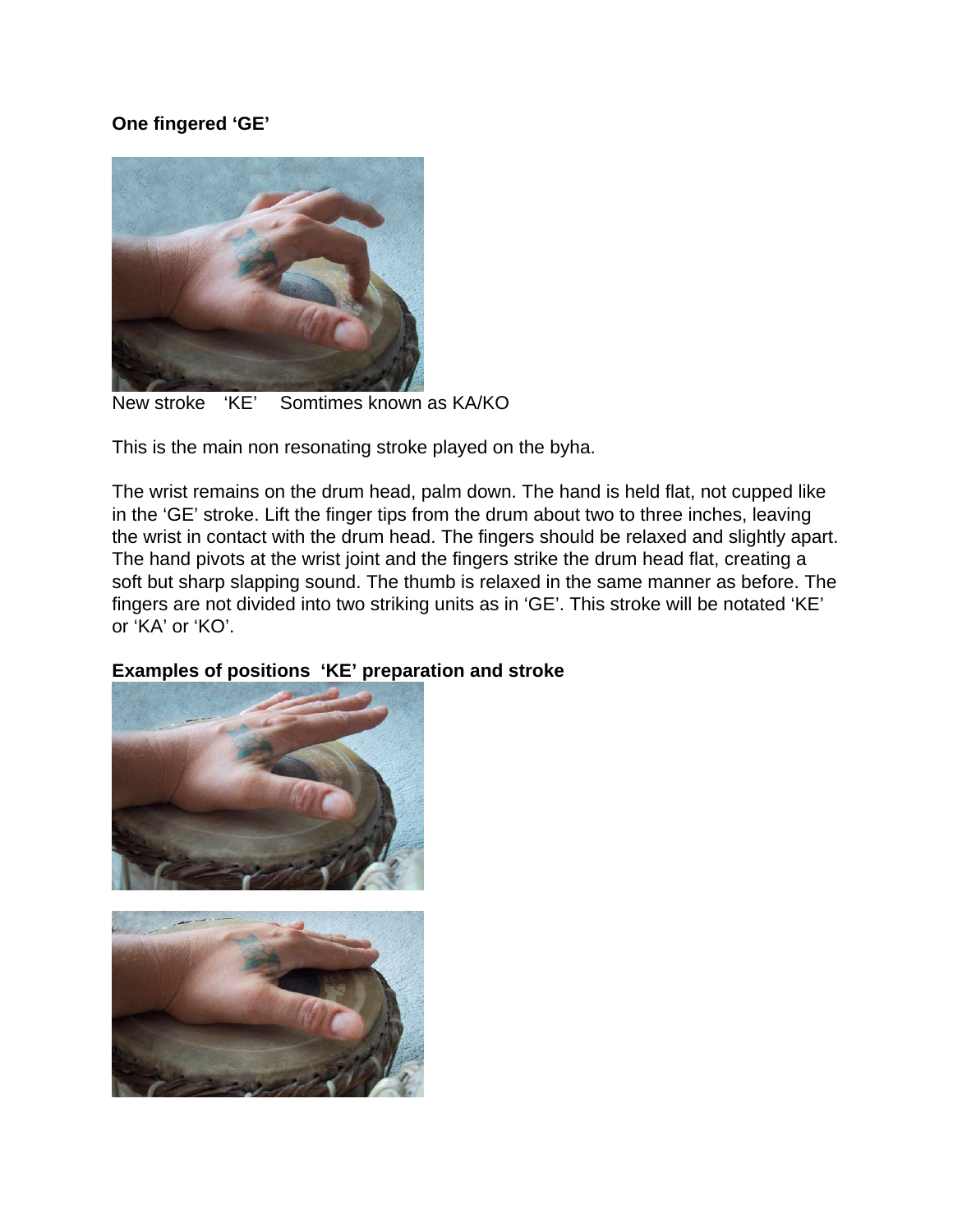**One fingered 'GE'**

New stroke 'KE' Somtimes known as KA/KO

This is the main non resonating stroke played on the byha.

The wrist remains on the drum head, palm down. The hand is held flat, not cupped like in the 'GE' stroke. Lift the finger tips from the drum about two to three inches, leaving the wrist in contact with the drum head. The fingers should be relaxed and slightly apart. The hand pivots at the wrist joint and the fingers strike the drum head flat, creating a soft but sharp slapping sound. The thumb is relaxed in the same manner as before. The fingers are not divided into two striking units as in 'GE'. This stroke will be notated 'KE' or 'KA' or 'KO'.

**Examples of positions 'KE' preparation and stroke**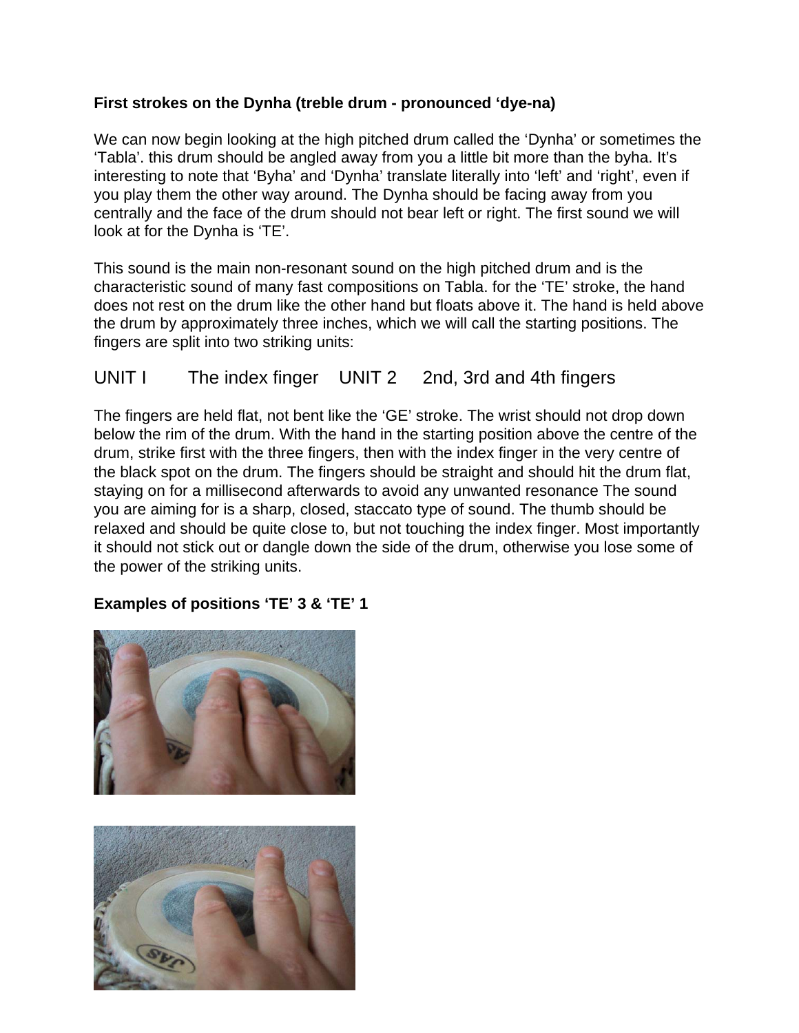**First strokes on the Dynha (treble drum - pronounced 'dye-na)**

We can now begin looking at the high pitched drum called the 'Dynha' or sometimes the 'Tabla'. this drum should be angled away from you a little bit more than the byha. It's interesting to note that 'Byha' and 'Dynha' translate literally into 'left' and 'right', even if you play them the other way around. The Dynha should be facing away from you centrally and the face of the drum should not bear left or right. The first sound we will look at for the Dynha is 'TE'.

This sound is the main non-resonant sound on the high pitched drum and is the characteristic sound of many fast compositions on Tabla. for the 'TE' stroke, the hand does not rest on the drum like the other hand but floats above it. The hand is held above the drum by approximately three inches, which we will call the starting positions. The fingers are split into two striking units:

UNIT I The index finger UNIT 2 2nd, 3rd and 4th fingers

The fingers are held flat, not bent like the 'GE' stroke. The wrist should not drop down below the rim of the drum. With the hand in the starting position above the centre of the drum, strike first with the three fingers, then with the index finger in the very centre of the black spot on the drum. The fingers should be straight and should hit the drum flat, staying on for a millisecond afterwards to avoid any unwanted resonance The sound you are aiming for is a sharp, closed, staccato type of sound. The thumb should be relaxed and should be quite close to, but not touching the index finger. Most importantly it should not stick out or dangle down the side of the drum, otherwise you lose some of the power of the striking units.

**Examples of positions 'TE' 3 & 'TE' 1**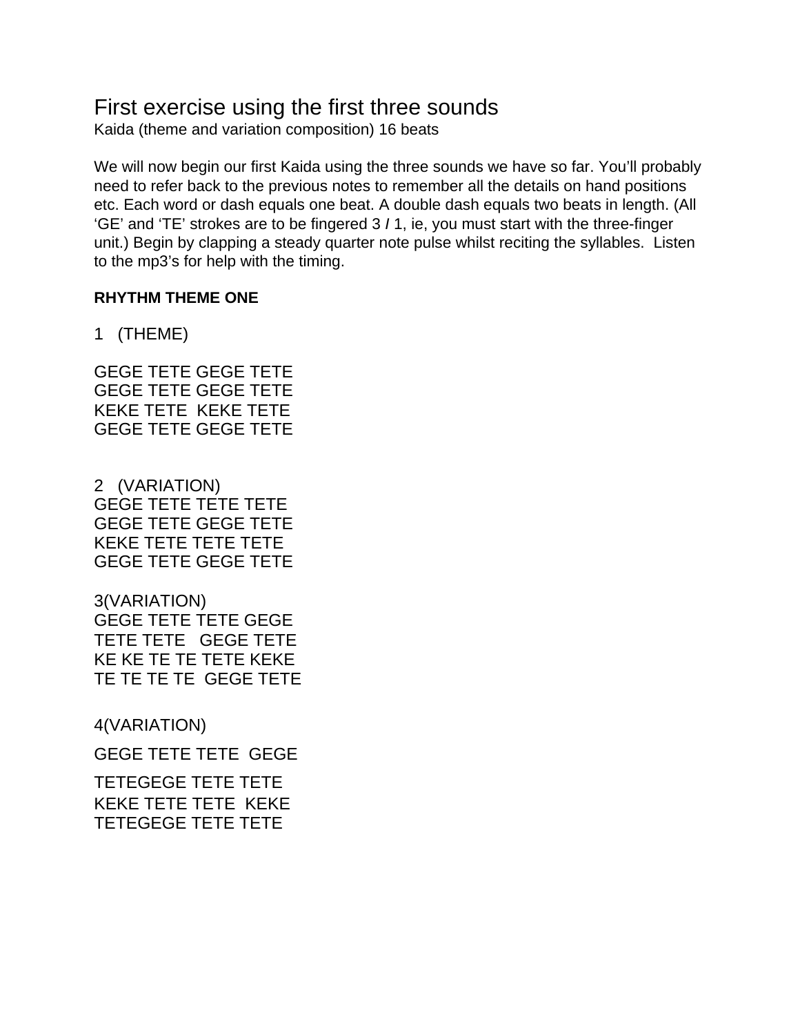# First exercise using the first three sounds

Kaida (theme and variation composition) 16 beats

We will now begin our first Kaida using the three sounds we have so far. You'll probably need to refer back to the previous notes to remember all the details on hand positions etc. Each word or dash equals one beat. A double dash equals two beats in length. (All 'GE' and 'TE' strokes are to be fingered 3 **/** 1, ie, you must start with the three-finger unit.) Begin by clapping a steady quarter note pulse whilst reciting the syllables. Listen to the mp3's for help with the timing.

**RHYTHM THEME ONE**

1 (THEME)

GEGE TETE GEGE TETE
GEGE TETE GEGE TETE
KEKE TETE KEKE TETE
GEGE TETE GEGE TETE

2 (VARIATION)
GEGE TETE TETE TETE
GEGE TETE GEGE TETE
KEKE TETE TETE TETE
GEGE TETE GEGE TETE

3(VARIATION)
GEGE TETE TETE GEGE
TETE TETE GEGE TETE
KE KE TE TE TETE KEKE
TE TE TE TE GEGE TETE

4(VARIATION)

GEGE TETE TETE GEGE

TETEGEGE TETE TETE
KEKE TETE TETE KEKE
TETEGEGE TETE TETE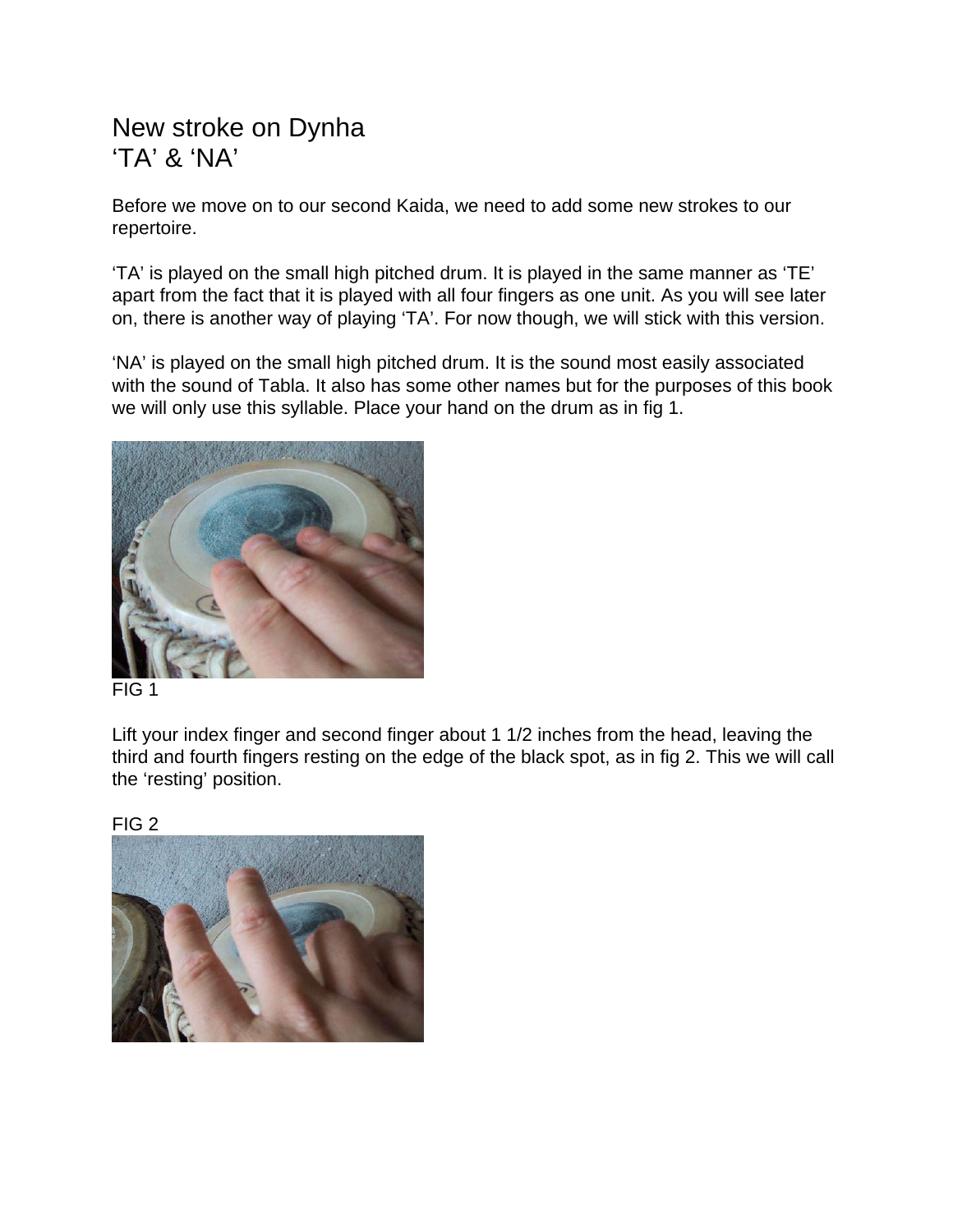# New stroke on Dynha
# 'TA' & 'NA'

Before we move on to our second Kaida, we need to add some new strokes to our repertoire.

'TA' is played on the small high pitched drum. It is played in the same manner as 'TE' apart from the fact that it is played with all four fingers as one unit. As you will see later on, there is another way of playing 'TA'. For now though, we will stick with this version.

'NA' is played on the small high pitched drum. It is the sound most easily associated with the sound of Tabla. It also has some other names but for the purposes of this book we will only use this syllable. Place your hand on the drum as in fig 1.

FIG 1

Lift your index finger and second finger about 1 1/2 inches from the head, leaving the third and fourth fingers resting on the edge of the black spot, as in fig 2. This we will call the 'resting' position.

FIG 2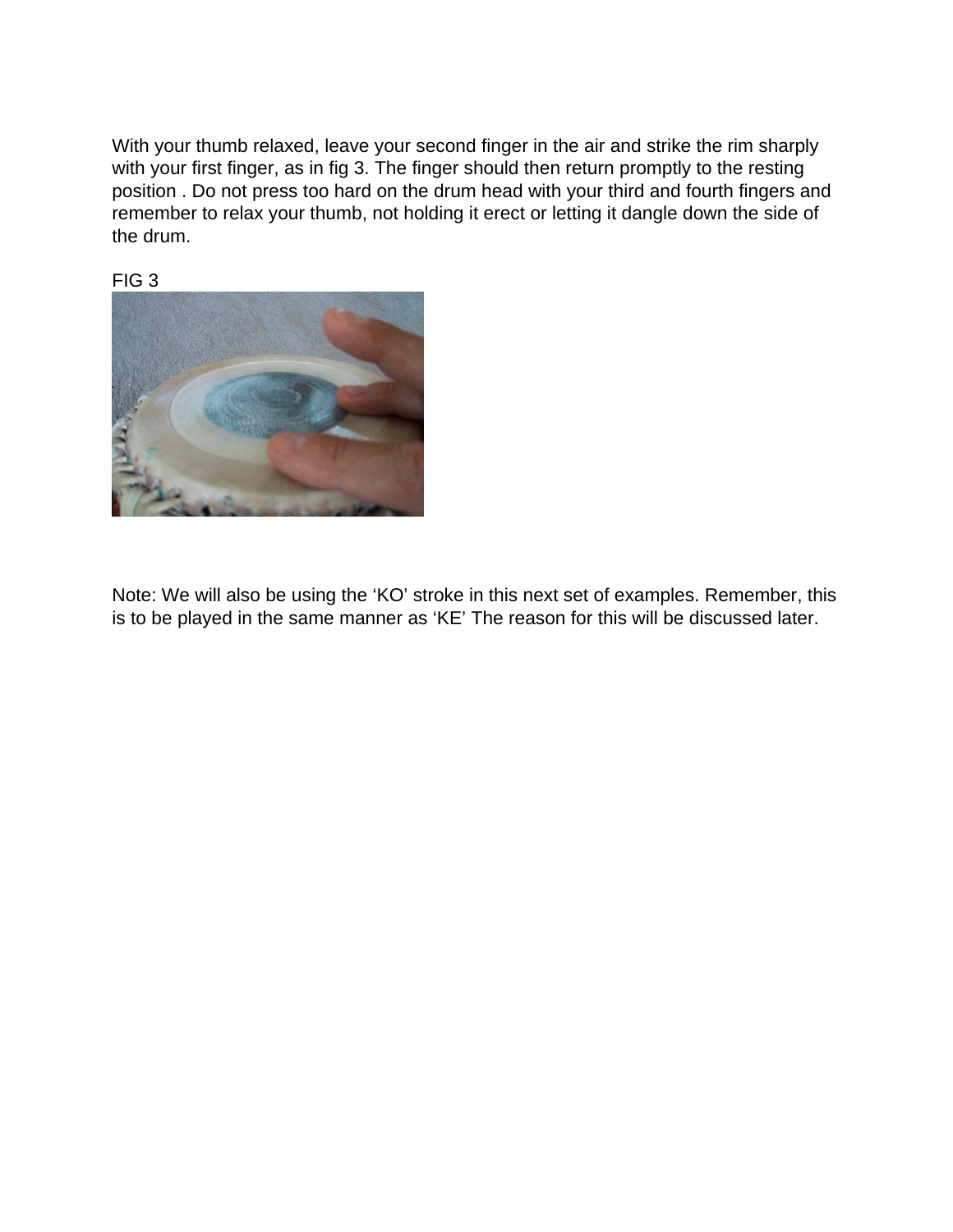With your thumb relaxed, leave your second finger in the air and strike the rim sharply with your first finger, as in fig 3. The finger should then return promptly to the resting position . Do not press too hard on the drum head with your third and fourth fingers and remember to relax your thumb, not holding it erect or letting it dangle down the side of the drum.

FIG 3

Note: We will also be using the 'KO' stroke in this next set of examples. Remember, this is to be played in the same manner as 'KE' The reason for this will be discussed later.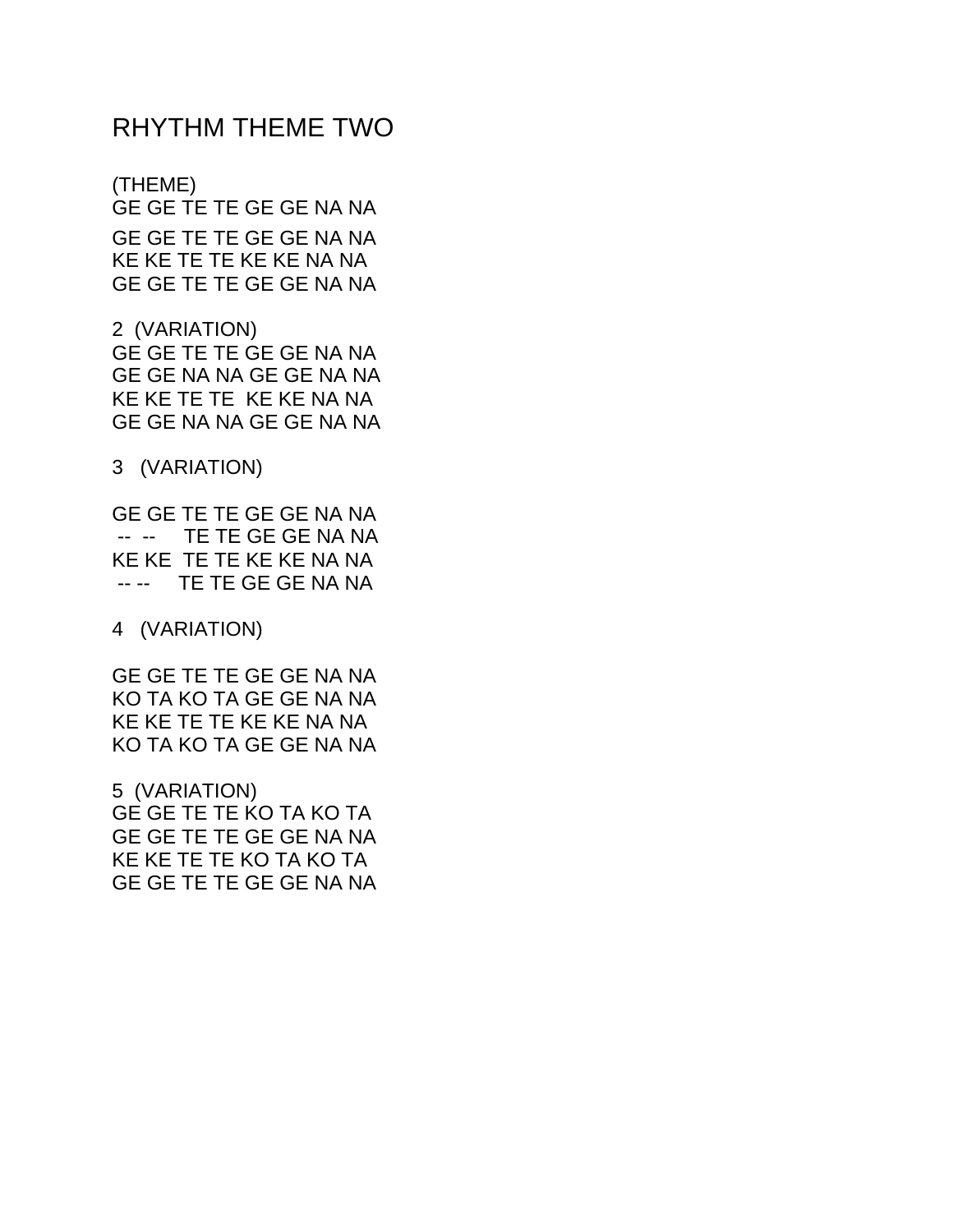# RHYTHM THEME TWO

(THEME)
GE GE TE TE GE GE NA NA
GE GE TE TE GE GE NA NA
KE KE TE TE KE KE NA NA
GE GE TE TE GE GE NA NA

2 (VARIATION)
GE GE TE TE GE GE NA NA
GE GE NA NA GE GE NA NA
KE KE TE TE KE KE NA NA
GE GE NA NA GE GE NA NA

3 (VARIATION)

GE GE TE TE GE GE NA NA
-- -- TE TE GE GE NA NA
KE KE TE TE KE KE NA NA
-- -- TE TE GE GE NA NA

4 (VARIATION)

GE GE TE TE GE GE NA NA
KO TA KO TA GE GE NA NA
KE KE TE TE KE KE NA NA
KO TA KO TA GE GE NA NA

5 (VARIATION)
GE GE TE TE KO TA KO TA
GE GE TE TE GE GE NA NA
KE KE TE TE KO TA KO TA
GE GE TE TE GE GE NA NA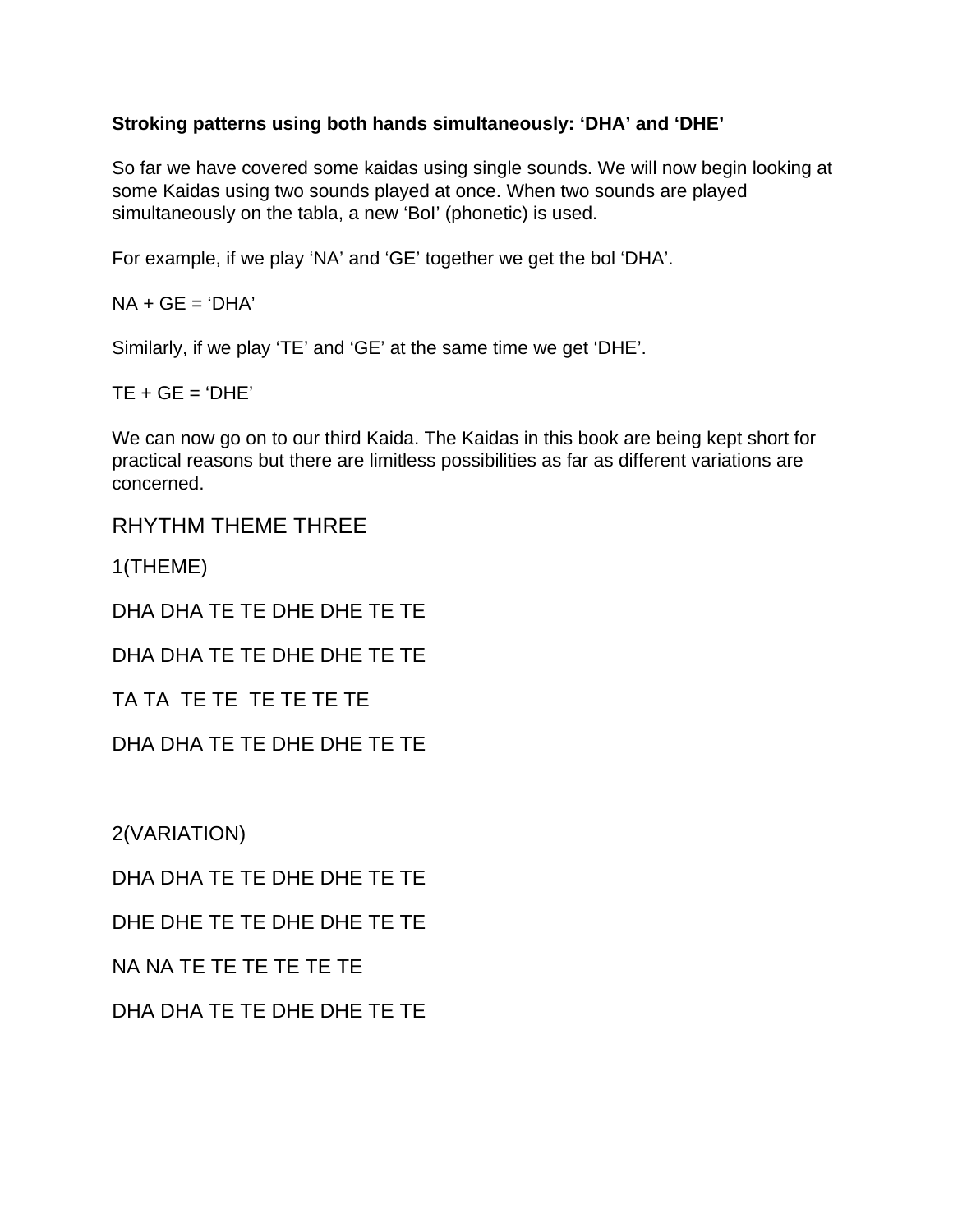**Stroking patterns using both hands simultaneously: 'DHA' and 'DHE'**

So far we have covered some kaidas using single sounds. We will now begin looking at some Kaidas using two sounds played at once. When two sounds are played simultaneously on the tabla, a new 'BoI' (phonetic) is used.

For example, if we play 'NA' and 'GE' together we get the bol 'DHA'.

NA + GE = 'DHA'

Similarly, if we play 'TE' and 'GE' at the same time we get 'DHE'.

TE + GE = 'DHE'

We can now go on to our third Kaida. The Kaidas in this book are being kept short for practical reasons but there are limitless possibilities as far as different variations are concerned.

## RHYTHM THEME THREE

1(THEME)

DHA DHA TE TE DHE DHE TE TE

DHA DHA TE TE DHE DHE TE TE

TA TA TE TE TE TE TE TE

DHA DHA TE TE DHE DHE TE TE

2(VARIATION)

DHA DHA TE TE DHE DHE TE TE

DHE DHE TE TE DHE DHE TE TE

NA NA TE TE TE TE TE TE

DHA DHA TE TE DHE DHE TE TE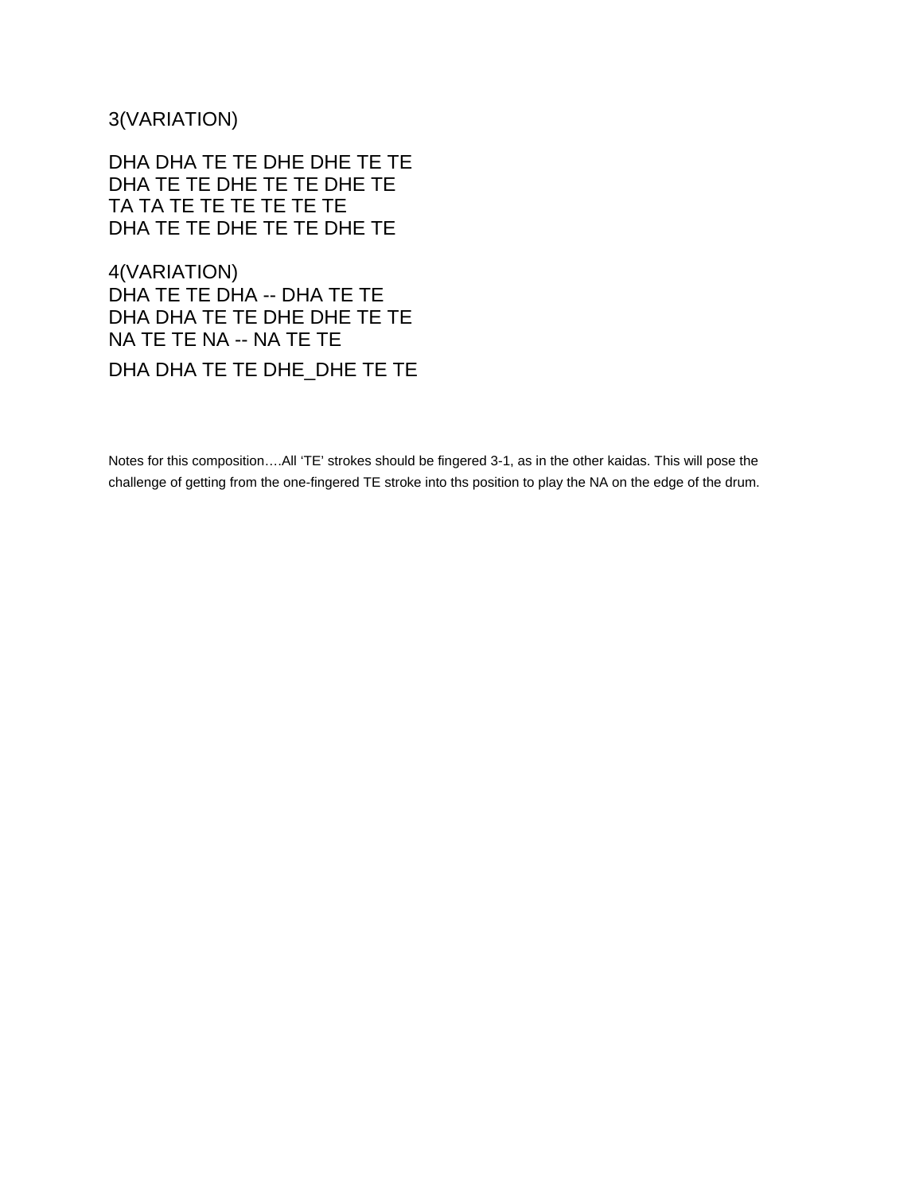3(VARIATION)

DHA DHA TE TE DHE DHE TE TE
DHA TE TE DHE TE TE DHE TE
TA TA TE TE TE TE TE TE
DHA TE TE DHE TE TE DHE TE

4(VARIATION)
DHA TE TE DHA -- DHA TE TE
DHA DHA TE TE DHE DHE TE TE
NA TE TE NA -- NA TE TE
DHA DHA TE TE DHE_DHE TE TE

Notes for this composition….All 'TE' strokes should be fingered 3-1, as in the other kaidas. This will pose the challenge of getting from the one-fingered TE stroke into ths position to play the NA on the edge of the drum.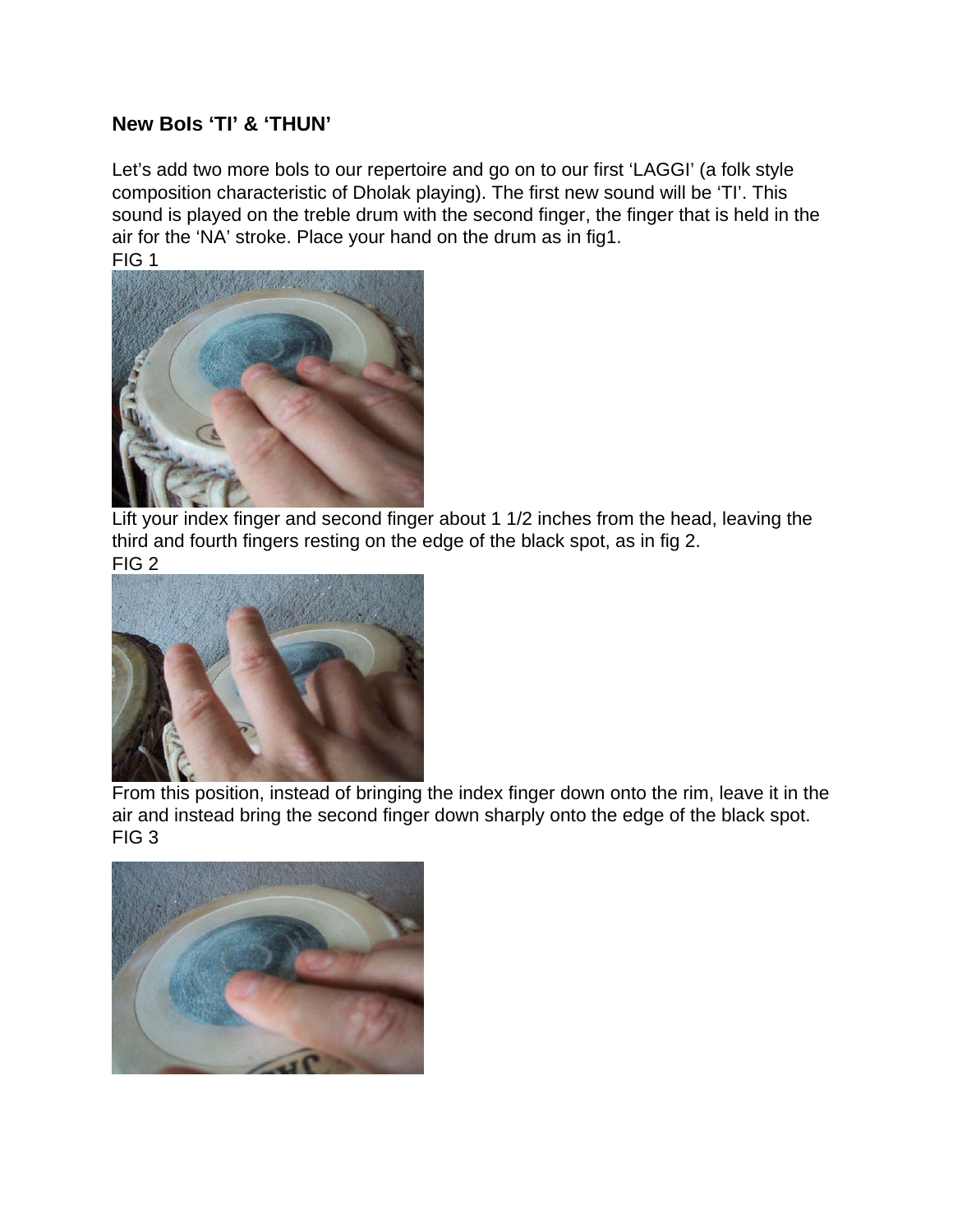## New Bols 'TI' & 'THUN'

Let's add two more bols to our repertoire and go on to our first 'LAGGI' (a folk style composition characteristic of Dholak playing). The first new sound will be 'TI'. This sound is played on the treble drum with the second finger, the finger that is held in the air for the 'NA' stroke. Place your hand on the drum as in fig1.

FIG 1

Lift your index finger and second finger about 1 1/2 inches from the head, leaving the third and fourth fingers resting on the edge of the black spot, as in fig 2.

FIG 2

From this position, instead of bringing the index finger down onto the rim, leave it in the air and instead bring the second finger down sharply onto the edge of the black spot.

FIG 3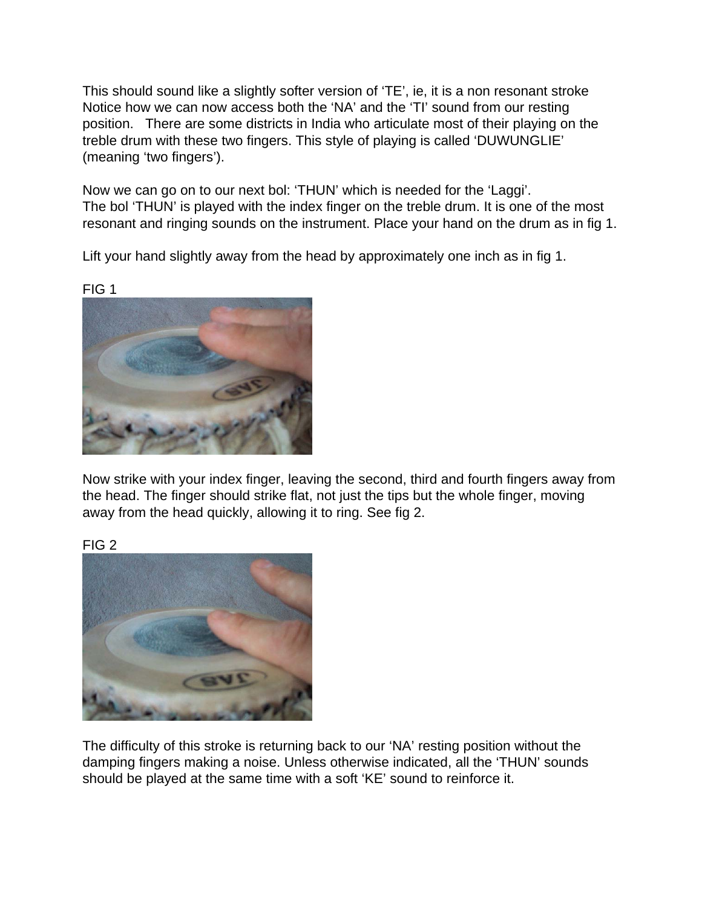This should sound like a slightly softer version of 'TE', ie, it is a non resonant stroke Notice how we can now access both the 'NA' and the 'TI' sound from our resting position. There are some districts in India who articulate most of their playing on the treble drum with these two fingers. This style of playing is called 'DUWUNGLIE' (meaning 'two fingers').

Now we can go on to our next bol: 'THUN' which is needed for the 'Laggi'.
The bol 'THUN' is played with the index finger on the treble drum. It is one of the most resonant and ringing sounds on the instrument. Place your hand on the drum as in fig 1.

Lift your hand slightly away from the head by approximately one inch as in fig 1.

FIG 1

Now strike with your index finger, leaving the second, third and fourth fingers away from the head. The finger should strike flat, not just the tips but the whole finger, moving away from the head quickly, allowing it to ring. See fig 2.

FIG 2

The difficulty of this stroke is returning back to our 'NA' resting position without the damping fingers making a noise. Unless otherwise indicated, all the 'THUN' sounds should be played at the same time with a soft 'KE' sound to reinforce it.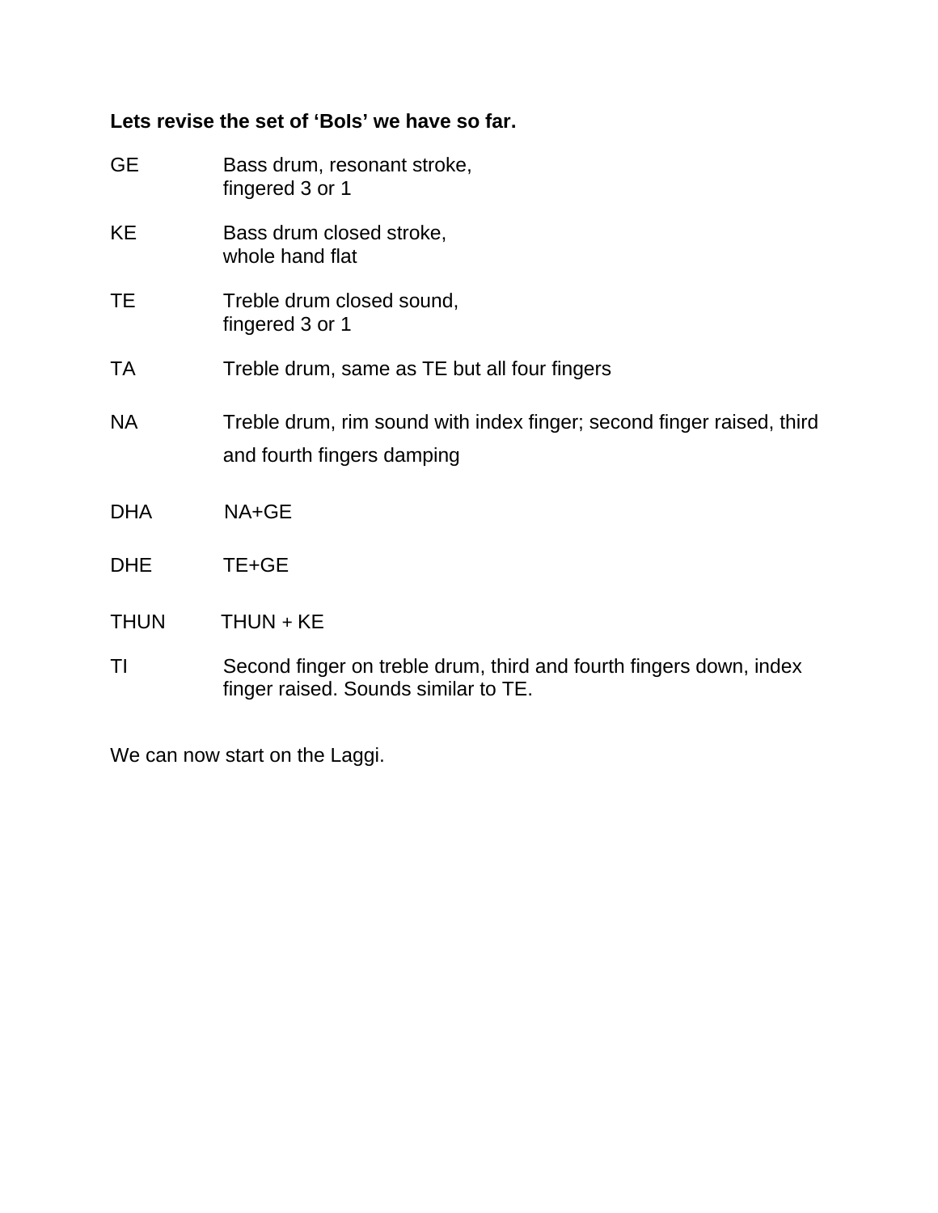**Lets revise the set of 'Bols' we have so far.**

GE	Bass drum, resonant stroke,
fingered 3 or 1

KE	Bass drum closed stroke,
whole hand flat

TE	Treble drum closed sound,
fingered 3 or 1

TA	Treble drum, same as TE but all four fingers

NA	Treble drum, rim sound with index finger; second finger raised, third and fourth fingers damping

DHA	NA+GE

DHE	TE+GE

THUN	THUN + KE

TI	Second finger on treble drum, third and fourth fingers down, index finger raised. Sounds similar to TE.

We can now start on the Laggi.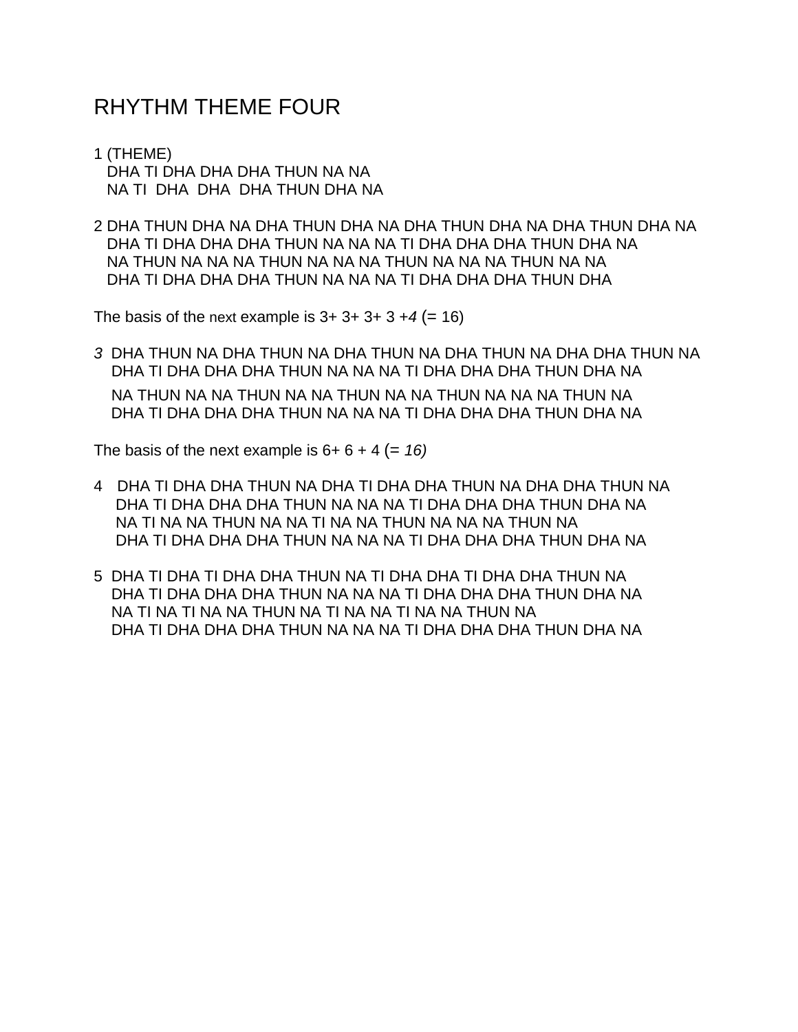# RHYTHM THEME FOUR

1 (THEME)
DHA TI DHA DHA DHA THUN NA NA
NA TI DHA DHA DHA THUN DHA NA

2 DHA THUN DHA NA DHA THUN DHA NA DHA THUN DHA NA DHA THUN DHA NA
DHA TI DHA DHA DHA THUN NA NA NA TI DHA DHA DHA THUN DHA NA
NA THUN NA NA NA THUN NA NA NA THUN NA NA NA THUN NA NA
DHA TI DHA DHA DHA THUN NA NA NA TI DHA DHA DHA THUN DHA

The basis of the next example is 3+ 3+ 3+ 3 +*4* (= 16)

*3* DHA THUN NA DHA THUN NA DHA THUN NA DHA THUN NA DHA DHA THUN NA
DHA TI DHA DHA DHA THUN NA NA NA TI DHA DHA DHA THUN DHA NA

NA THUN NA NA THUN NA NA THUN NA NA THUN NA NA NA THUN NA
DHA TI DHA DHA DHA THUN NA NA NA TI DHA DHA DHA THUN DHA NA

The basis of the next example is 6+ 6 + 4 (= *16)*

4 DHA TI DHA DHA THUN NA DHA TI DHA DHA THUN NA DHA DHA THUN NA
DHA TI DHA DHA DHA THUN NA NA NA TI DHA DHA DHA THUN DHA NA
NA TI NA NA THUN NA NA TI NA NA THUN NA NA NA THUN NA
DHA TI DHA DHA DHA THUN NA NA NA TI DHA DHA DHA THUN DHA NA

5 DHA TI DHA TI DHA DHA THUN NA TI DHA DHA TI DHA DHA THUN NA
DHA TI DHA DHA DHA THUN NA NA NA TI DHA DHA DHA THUN DHA NA
NA TI NA TI NA NA THUN NA TI NA NA TI NA NA THUN NA
DHA TI DHA DHA DHA THUN NA NA NA TI DHA DHA DHA THUN DHA NA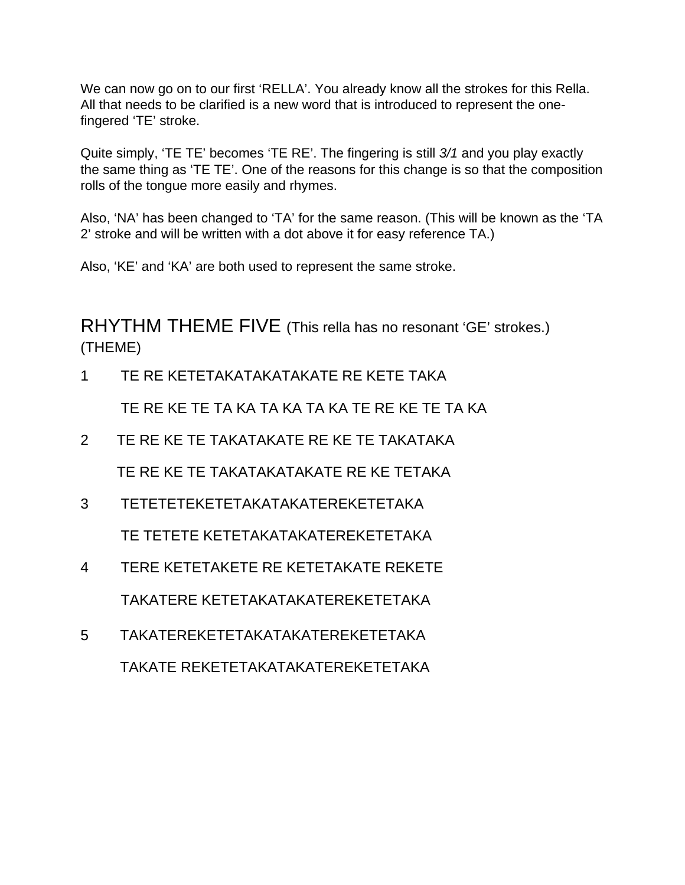We can now go on to our first 'RELLA'. You already know all the strokes for this Rella. All that needs to be clarified is a new word that is introduced to represent the one-fingered 'TE' stroke.

Quite simply, 'TE TE' becomes 'TE RE'. The fingering is still *3/1* and you play exactly the same thing as 'TE TE'. One of the reasons for this change is so that the composition rolls of the tongue more easily and rhymes.

Also, 'NA' has been changed to 'TA' for the same reason. (This will be known as the 'TA 2' stroke and will be written with a dot above it for easy reference TA.)

Also, 'KE' and 'KA' are both used to represent the same stroke.

## RHYTHM THEME FIVE (This rella has no resonant 'GE' strokes.)

(THEME)

1 TE RE KETETAKATAKATAKATE RE KETE TAKA

TE RE KE TE TA KA TA KA TA KA TE RE KE TE TA KA

2 TE RE KE TE TAKATAKATE RE KE TE TAKATAKA

TE RE KE TE TAKATAKATAKATE RE KE TETAKA

3 TETETETEKETETAKATAKATEREKETETAKA

TE TETETE KETETAKATAKATEREKETETAKA

4 TERE KETETAKETE RE KETETAKATE REKETE

TAKATERE KETETAKATAKATEREKETETAKA

5 TAKATEREKETETAKATAKATEREKETETAKA

TAKATE REKETETAKATAKATEREKETETAKA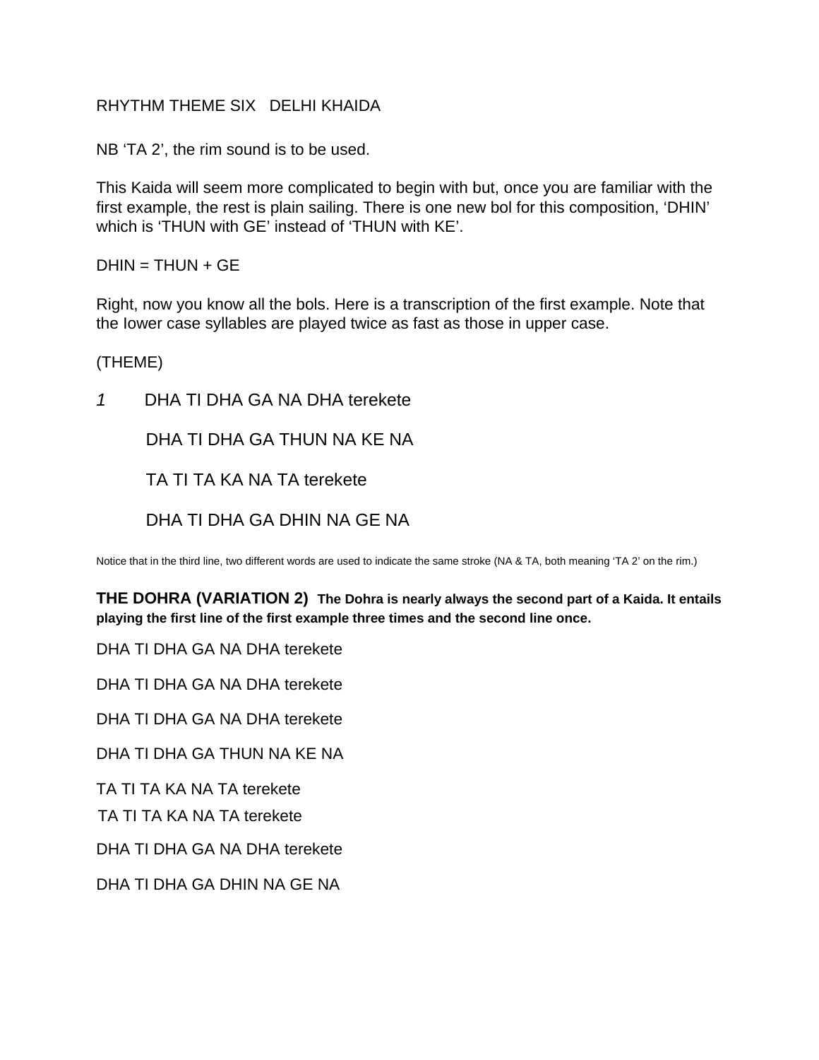RHYTHM THEME SIX   DELHI KHAIDA

NB 'TA 2', the rim sound is to be used.

This Kaida will seem more complicated to begin with but, once you are familiar with the first example, the rest is plain sailing. There is one new bol for this composition, 'DHIN' which is 'THUN with GE' instead of 'THUN with KE'.

DHIN = THUN + GE

Right, now you know all the bols. Here is a transcription of the first example. Note that the lower case syllables are played twice as fast as those in upper case.

(THEME)

*1*   DHA TI DHA GA NA DHA terekete

DHA TI DHA GA THUN NA KE NA

TA TI TA KA NA TA terekete

DHA TI DHA GA DHIN NA GE NA

Notice that in the third line, two different words are used to indicate the same stroke (NA & TA, both meaning 'TA 2' on the rim.)

**THE DOHRA (VARIATION 2)** **The Dohra is nearly always the second part of a Kaida. It entails playing the first line of the first example three times and the second line once.**

DHA TI DHA GA NA DHA terekete

DHA TI DHA GA NA DHA terekete

DHA TI DHA GA NA DHA terekete

DHA TI DHA GA THUN NA KE NA

TA TI TA KA NA TA terekete

TA TI TA KA NA TA terekete

DHA TI DHA GA NA DHA terekete

DHA TI DHA GA DHIN NA GE NA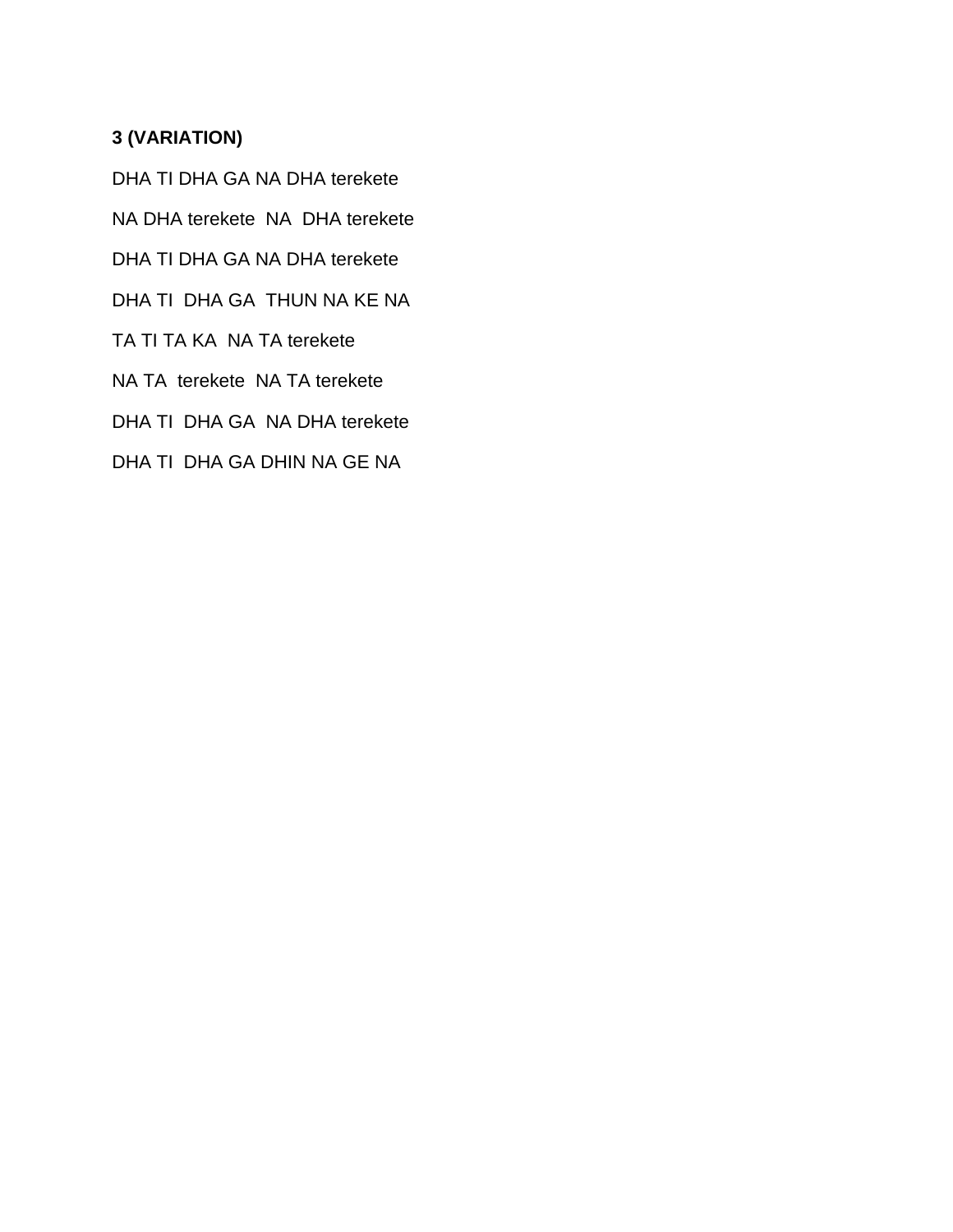**3 (VARIATION)**

DHA TI DHA GA NA DHA terekete

NA DHA terekete  NA  DHA terekete

DHA TI DHA GA NA DHA terekete

DHA TI  DHA GA  THUN NA KE NA

TA TI TA KA  NA TA terekete

NA TA  terekete  NA TA terekete

DHA TI  DHA GA  NA DHA terekete

DHA TI  DHA GA DHIN NA GE NA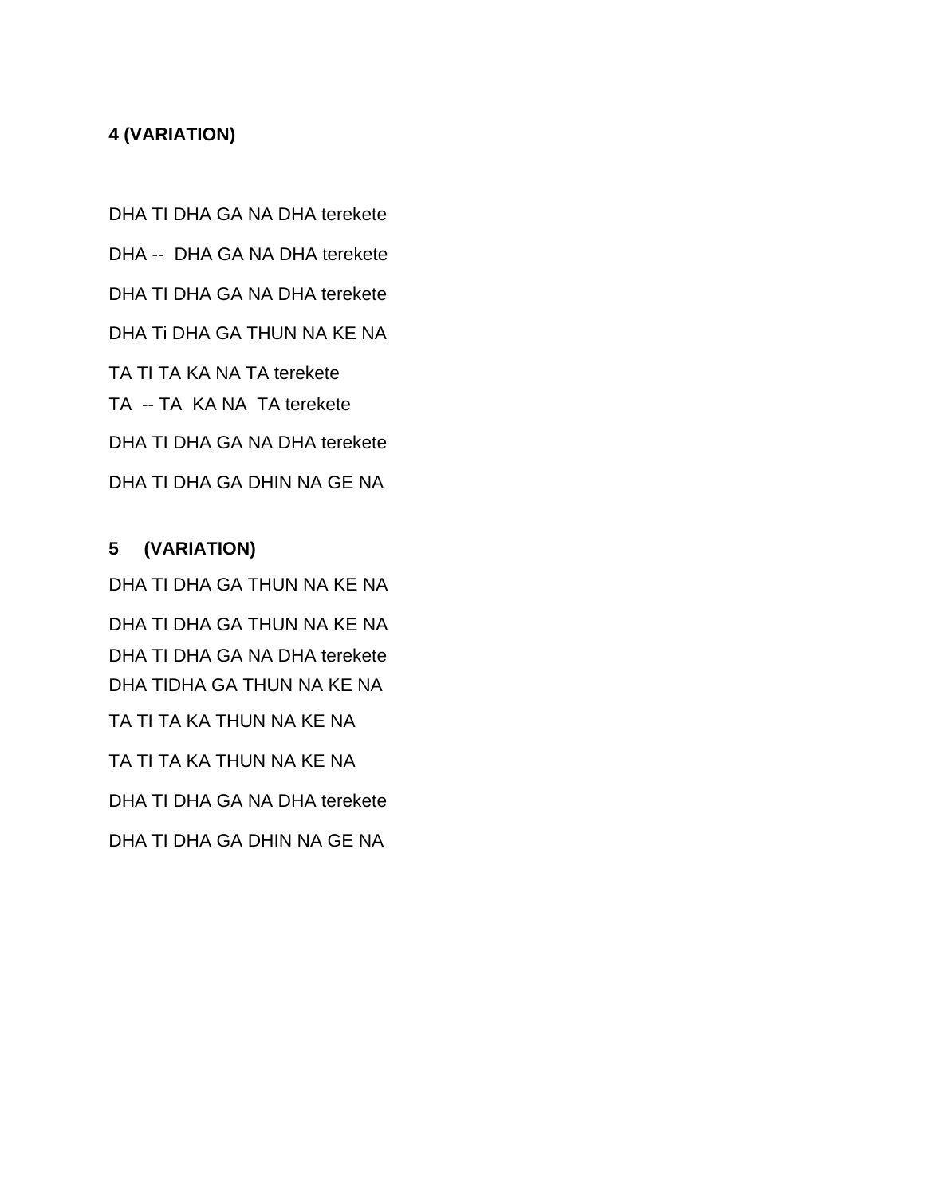**4 (VARIATION)**

DHA TI DHA GA NA DHA terekete

DHA -- DHA GA NA DHA terekete

DHA TI DHA GA NA DHA terekete

DHA Ti DHA GA THUN NA KE NA

TA TI TA KA NA TA terekete

TA -- TA KA NA TA terekete

DHA TI DHA GA NA DHA terekete

DHA TI DHA GA DHIN NA GE NA

**5 (VARIATION)**

DHA TI DHA GA THUN NA KE NA

DHA TI DHA GA THUN NA KE NA

DHA TI DHA GA NA DHA terekete

DHA TIDHA GA THUN NA KE NA

TA TI TA KA THUN NA KE NA

TA TI TA KA THUN NA KE NA

DHA TI DHA GA NA DHA terekete

DHA TI DHA GA DHIN NA GE NA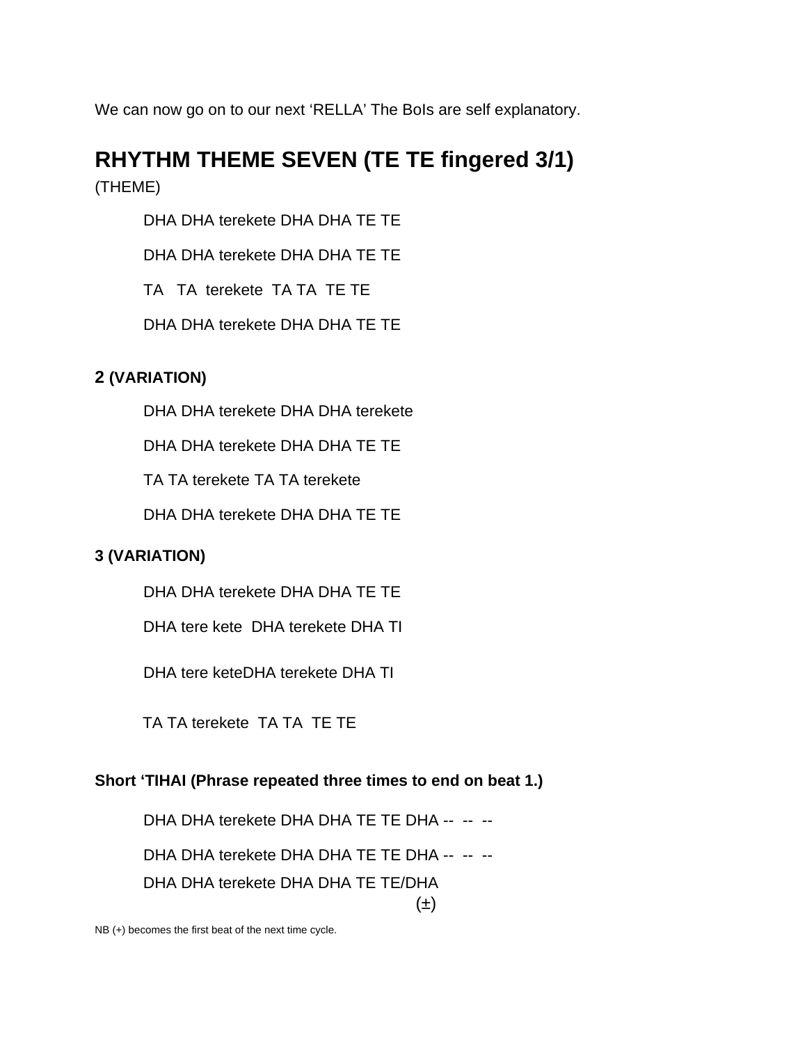We can now go on to our next 'RELLA' The Bols are self explanatory.

## RHYTHM THEME SEVEN (TE TE fingered 3/1)

(THEME)

DHA DHA terekete DHA DHA TE TE

DHA DHA terekete DHA DHA TE TE

TA   TA  terekete  TA TA  TE TE

DHA DHA terekete DHA DHA TE TE

### 2 (VARIATION)

DHA DHA terekete DHA DHA terekete

DHA DHA terekete DHA DHA TE TE

TA TA terekete TA TA terekete

DHA DHA terekete DHA DHA TE TE

### 3 (VARIATION)

DHA DHA terekete DHA DHA TE TE

DHA tere kete  DHA terekete DHA TI

DHA tere keteDHA terekete DHA TI

TA TA terekete  TA TA  TE TE

### Short 'TIHAI (Phrase repeated three times to end on beat 1.)

DHA DHA terekete DHA DHA TE TE DHA --  --  --

DHA DHA terekete DHA DHA TE TE DHA --  --  --

DHA DHA terekete DHA DHA TE TE/DHA

(±)

NB (+) becomes the first beat of the next time cycle.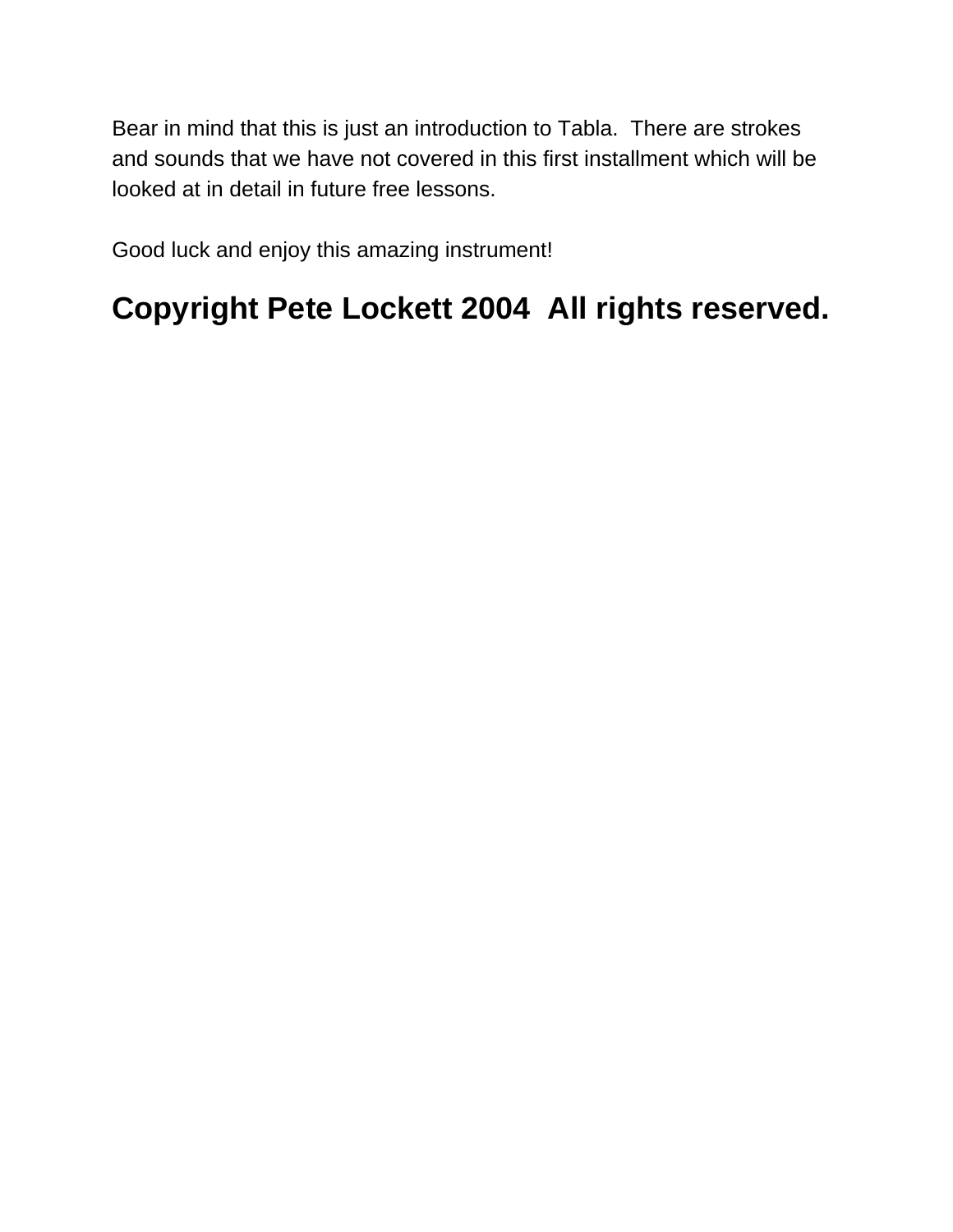Bear in mind that this is just an introduction to Tabla.  There are strokes and sounds that we have not covered in this first installment which will be looked at in detail in future free lessons.

Good luck and enjoy this amazing instrument!

**Copyright Pete Lockett 2004  All rights reserved.**